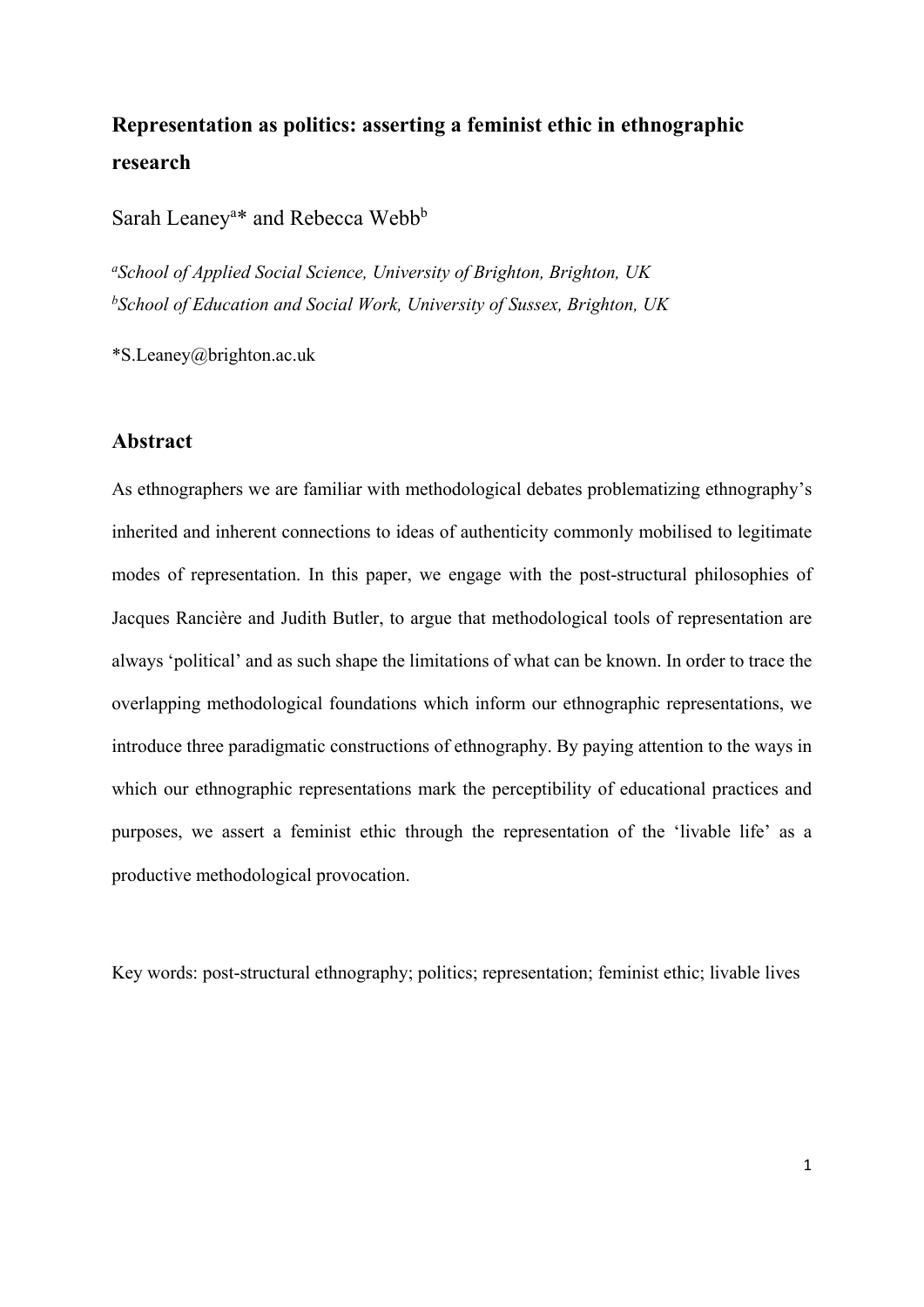# Representation as politics: asserting a feminist ethic in ethnographic research

Sarah Leaney[a]* and Rebecca Webb[b]

[a]*School of Applied Social Science, University of Brighton, Brighton, UK*
[b]*School of Education and Social Work, University of Sussex, Brighton, UK*

*S.Leaney@brighton.ac.uk

## Abstract

As ethnographers we are familiar with methodological debates problematizing ethnography's inherited and inherent connections to ideas of authenticity commonly mobilised to legitimate modes of representation. In this paper, we engage with the post-structural philosophies of Jacques Rancière and Judith Butler, to argue that methodological tools of representation are always 'political' and as such shape the limitations of what can be known. In order to trace the overlapping methodological foundations which inform our ethnographic representations, we introduce three paradigmatic constructions of ethnography. By paying attention to the ways in which our ethnographic representations mark the perceptibility of educational practices and purposes, we assert a feminist ethic through the representation of the 'livable life' as a productive methodological provocation.

Key words: post-structural ethnography; politics; representation; feminist ethic; livable lives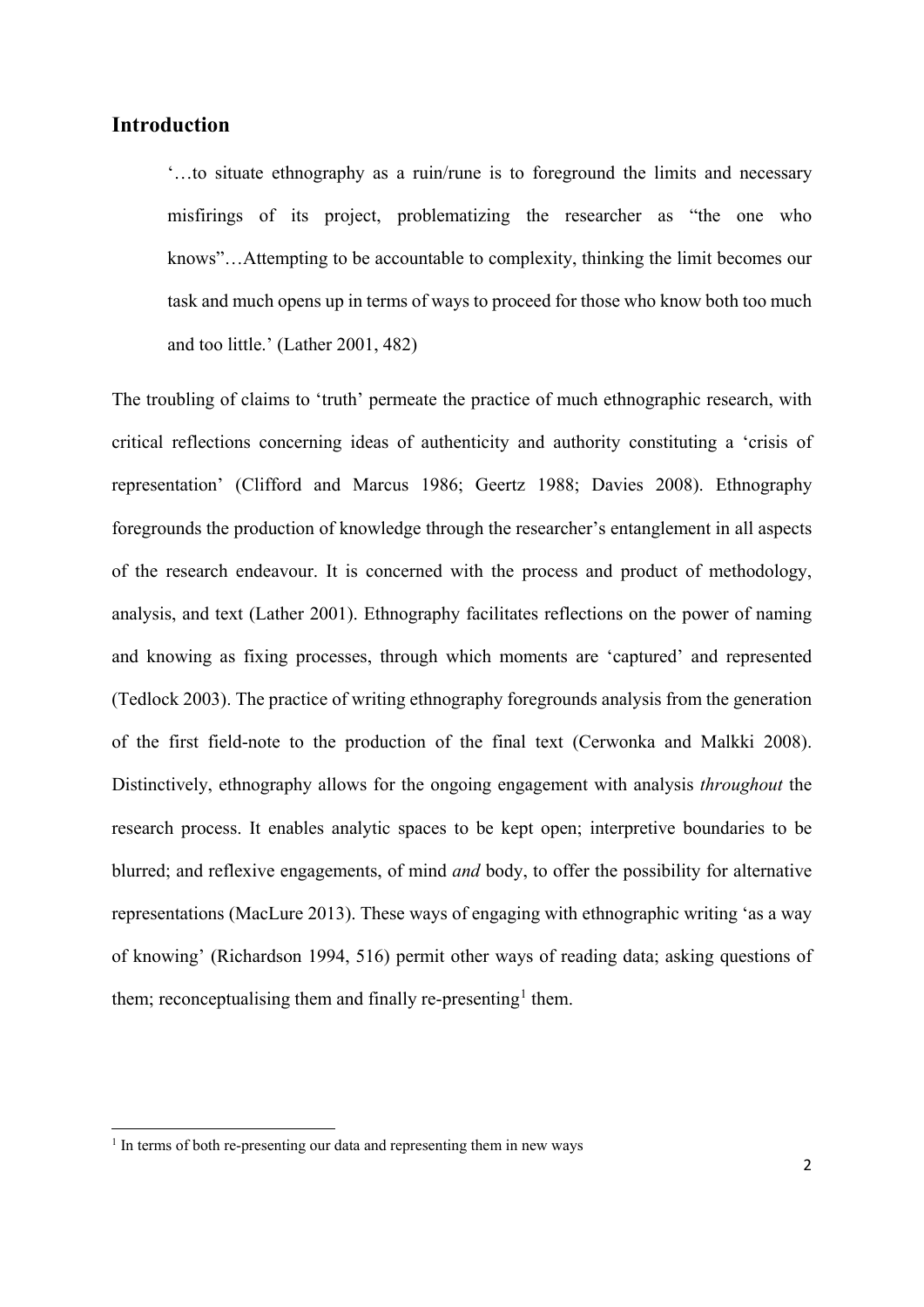## Introduction

> '…to situate ethnography as a ruin/rune is to foreground the limits and necessary misfirings of its project, problematizing the researcher as "the one who knows"…Attempting to be accountable to complexity, thinking the limit becomes our task and much opens up in terms of ways to proceed for those who know both too much and too little.' (Lather 2001, 482)

The troubling of claims to 'truth' permeate the practice of much ethnographic research, with critical reflections concerning ideas of authenticity and authority constituting a 'crisis of representation' (Clifford and Marcus 1986; Geertz 1988; Davies 2008). Ethnography foregrounds the production of knowledge through the researcher's entanglement in all aspects of the research endeavour. It is concerned with the process and product of methodology, analysis, and text (Lather 2001). Ethnography facilitates reflections on the power of naming and knowing as fixing processes, through which moments are 'captured' and represented (Tedlock 2003). The practice of writing ethnography foregrounds analysis from the generation of the first field-note to the production of the final text (Cerwonka and Malkki 2008). Distinctively, ethnography allows for the ongoing engagement with analysis *throughout* the research process. It enables analytic spaces to be kept open; interpretive boundaries to be blurred; and reflexive engagements, of mind *and* body, to offer the possibility for alternative representations (MacLure 2013). These ways of engaging with ethnographic writing 'as a way of knowing' (Richardson 1994, 516) permit other ways of reading data; asking questions of them; reconceptualising them and finally re-presenting[1] them.

[1] In terms of both re-presenting our data and representing them in new ways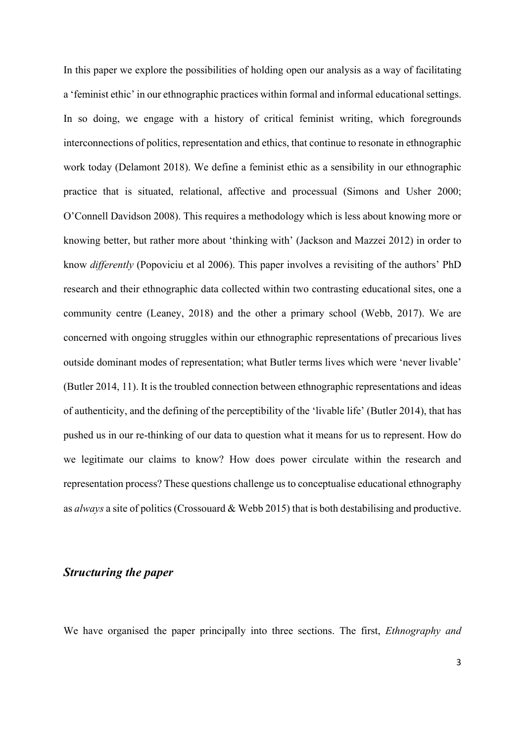In this paper we explore the possibilities of holding open our analysis as a way of facilitating a 'feminist ethic' in our ethnographic practices within formal and informal educational settings. In so doing, we engage with a history of critical feminist writing, which foregrounds interconnections of politics, representation and ethics, that continue to resonate in ethnographic work today (Delamont 2018). We define a feminist ethic as a sensibility in our ethnographic practice that is situated, relational, affective and processual (Simons and Usher 2000; O'Connell Davidson 2008). This requires a methodology which is less about knowing more or knowing better, but rather more about 'thinking with' (Jackson and Mazzei 2012) in order to know *differently* (Popoviciu et al 2006). This paper involves a revisiting of the authors' PhD research and their ethnographic data collected within two contrasting educational sites, one a community centre (Leaney, 2018) and the other a primary school (Webb, 2017). We are concerned with ongoing struggles within our ethnographic representations of precarious lives outside dominant modes of representation; what Butler terms lives which were 'never livable' (Butler 2014, 11). It is the troubled connection between ethnographic representations and ideas of authenticity, and the defining of the perceptibility of the 'livable life' (Butler 2014), that has pushed us in our re-thinking of our data to question what it means for us to represent. How do we legitimate our claims to know? How does power circulate within the research and representation process? These questions challenge us to conceptualise educational ethnography as *always* a site of politics (Crossouard & Webb 2015) that is both destabilising and productive.

## *Structuring the paper*

We have organised the paper principally into three sections. The first, *Ethnography and*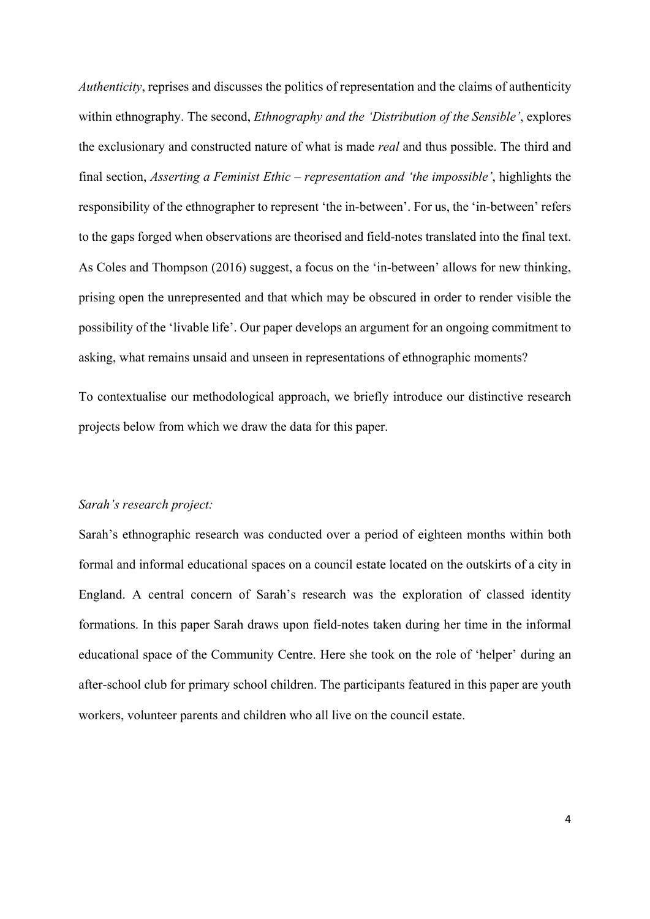*Authenticity*, reprises and discusses the politics of representation and the claims of authenticity within ethnography. The second, *Ethnography and the 'Distribution of the Sensible'*, explores the exclusionary and constructed nature of what is made *real* and thus possible. The third and final section, *Asserting a Feminist Ethic – representation and 'the impossible'*, highlights the responsibility of the ethnographer to represent 'the in-between'. For us, the 'in-between' refers to the gaps forged when observations are theorised and field-notes translated into the final text. As Coles and Thompson (2016) suggest, a focus on the 'in-between' allows for new thinking, prising open the unrepresented and that which may be obscured in order to render visible the possibility of the 'livable life'. Our paper develops an argument for an ongoing commitment to asking, what remains unsaid and unseen in representations of ethnographic moments?

To contextualise our methodological approach, we briefly introduce our distinctive research projects below from which we draw the data for this paper.

*Sarah's research project:*

Sarah's ethnographic research was conducted over a period of eighteen months within both formal and informal educational spaces on a council estate located on the outskirts of a city in England. A central concern of Sarah's research was the exploration of classed identity formations. In this paper Sarah draws upon field-notes taken during her time in the informal educational space of the Community Centre. Here she took on the role of 'helper' during an after-school club for primary school children. The participants featured in this paper are youth workers, volunteer parents and children who all live on the council estate.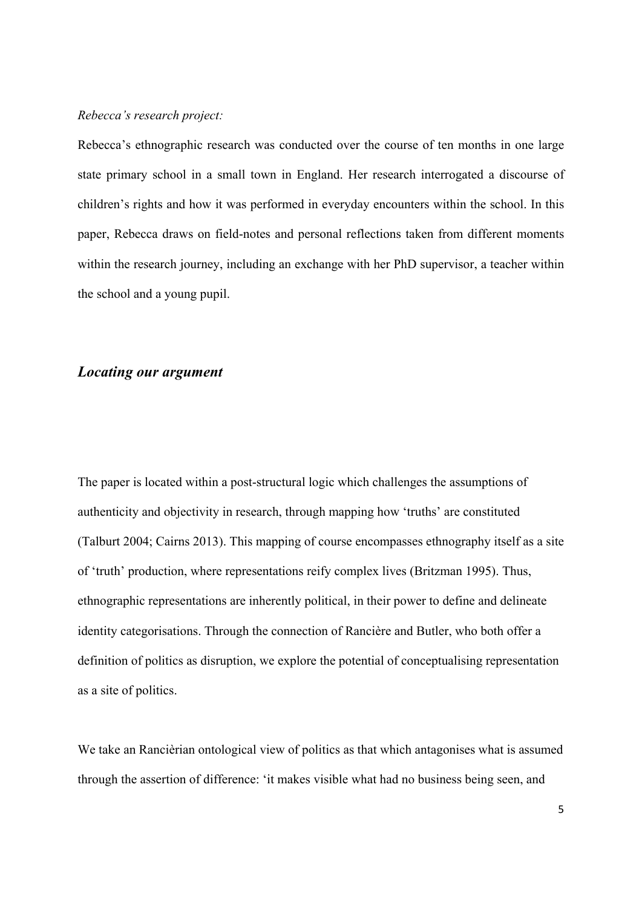*Rebecca's research project:*

Rebecca's ethnographic research was conducted over the course of ten months in one large state primary school in a small town in England. Her research interrogated a discourse of children's rights and how it was performed in everyday encounters within the school. In this paper, Rebecca draws on field-notes and personal reflections taken from different moments within the research journey, including an exchange with her PhD supervisor, a teacher within the school and a young pupil.

## *Locating our argument*

The paper is located within a post-structural logic which challenges the assumptions of authenticity and objectivity in research, through mapping how 'truths' are constituted (Talburt 2004; Cairns 2013). This mapping of course encompasses ethnography itself as a site of 'truth' production, where representations reify complex lives (Britzman 1995). Thus, ethnographic representations are inherently political, in their power to define and delineate identity categorisations. Through the connection of Rancière and Butler, who both offer a definition of politics as disruption, we explore the potential of conceptualising representation as a site of politics.

We take an Rancièrian ontological view of politics as that which antagonises what is assumed through the assertion of difference: 'it makes visible what had no business being seen, and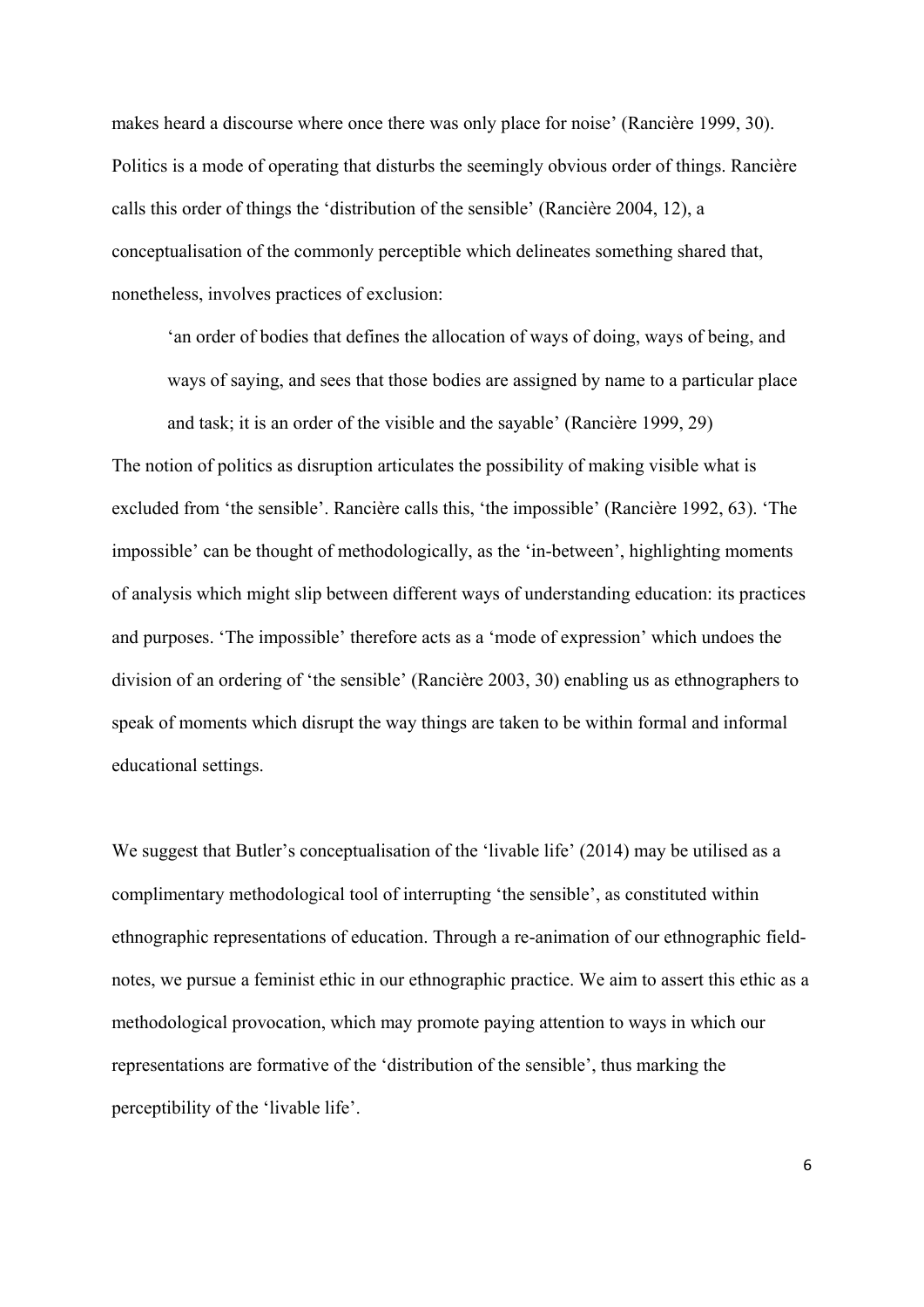makes heard a discourse where once there was only place for noise' (Rancière 1999, 30). Politics is a mode of operating that disturbs the seemingly obvious order of things. Rancière calls this order of things the 'distribution of the sensible' (Rancière 2004, 12), a conceptualisation of the commonly perceptible which delineates something shared that, nonetheless, involves practices of exclusion:

> 'an order of bodies that defines the allocation of ways of doing, ways of being, and ways of saying, and sees that those bodies are assigned by name to a particular place and task; it is an order of the visible and the sayable' (Rancière 1999, 29)

The notion of politics as disruption articulates the possibility of making visible what is excluded from 'the sensible'. Rancière calls this, 'the impossible' (Rancière 1992, 63). 'The impossible' can be thought of methodologically, as the 'in-between', highlighting moments of analysis which might slip between different ways of understanding education: its practices and purposes. 'The impossible' therefore acts as a 'mode of expression' which undoes the division of an ordering of 'the sensible' (Rancière 2003, 30) enabling us as ethnographers to speak of moments which disrupt the way things are taken to be within formal and informal educational settings.

We suggest that Butler's conceptualisation of the 'livable life' (2014) may be utilised as a complimentary methodological tool of interrupting 'the sensible', as constituted within ethnographic representations of education. Through a re-animation of our ethnographic field-notes, we pursue a feminist ethic in our ethnographic practice. We aim to assert this ethic as a methodological provocation, which may promote paying attention to ways in which our representations are formative of the 'distribution of the sensible', thus marking the perceptibility of the 'livable life'.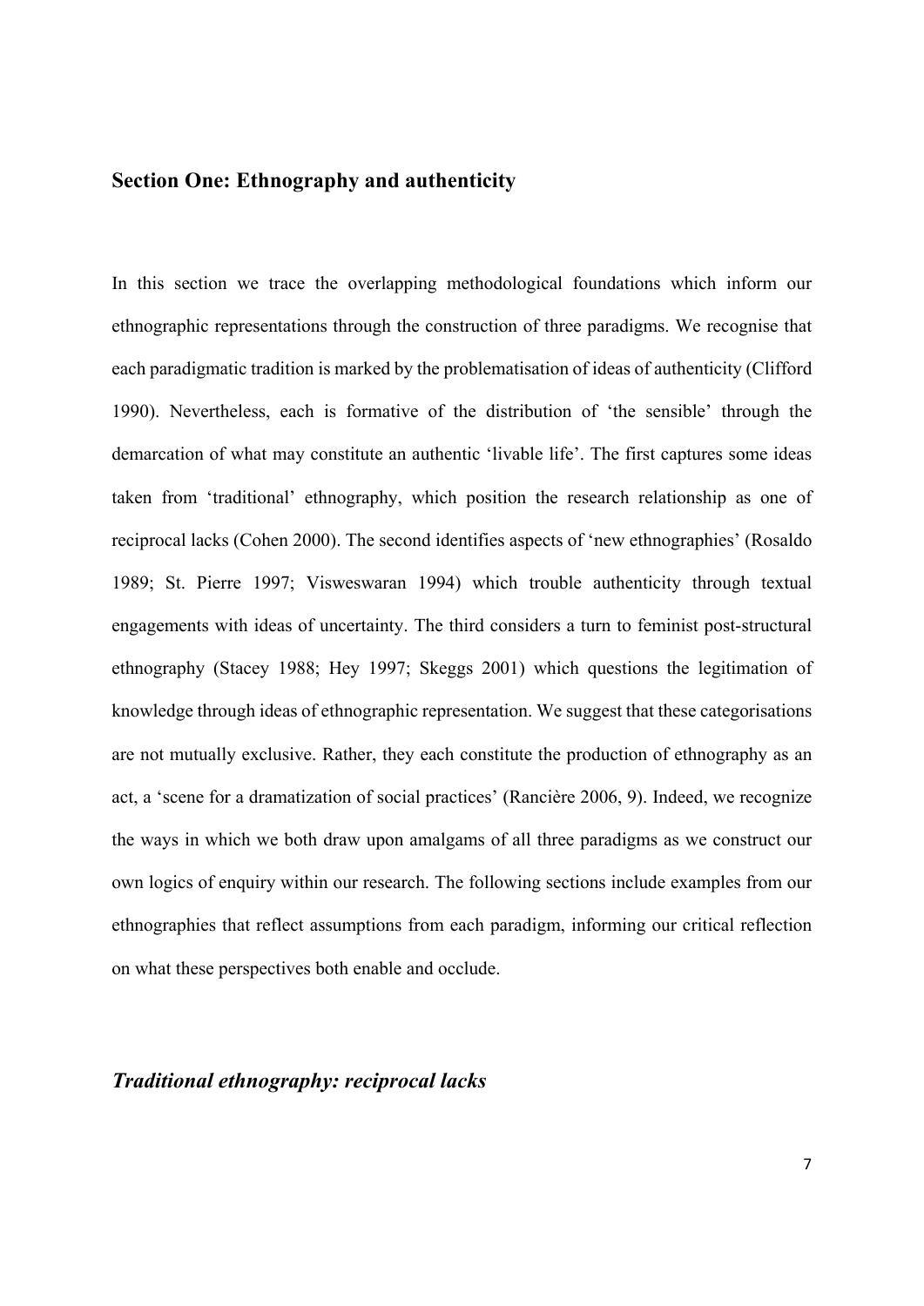## Section One: Ethnography and authenticity

In this section we trace the overlapping methodological foundations which inform our ethnographic representations through the construction of three paradigms. We recognise that each paradigmatic tradition is marked by the problematisation of ideas of authenticity (Clifford 1990). Nevertheless, each is formative of the distribution of 'the sensible' through the demarcation of what may constitute an authentic 'livable life'. The first captures some ideas taken from 'traditional' ethnography, which position the research relationship as one of reciprocal lacks (Cohen 2000). The second identifies aspects of 'new ethnographies' (Rosaldo 1989; St. Pierre 1997; Visweswaran 1994) which trouble authenticity through textual engagements with ideas of uncertainty. The third considers a turn to feminist post-structural ethnography (Stacey 1988; Hey 1997; Skeggs 2001) which questions the legitimation of knowledge through ideas of ethnographic representation. We suggest that these categorisations are not mutually exclusive. Rather, they each constitute the production of ethnography as an act, a 'scene for a dramatization of social practices' (Rancière 2006, 9). Indeed, we recognize the ways in which we both draw upon amalgams of all three paradigms as we construct our own logics of enquiry within our research. The following sections include examples from our ethnographies that reflect assumptions from each paradigm, informing our critical reflection on what these perspectives both enable and occlude.

### *Traditional ethnography: reciprocal lacks*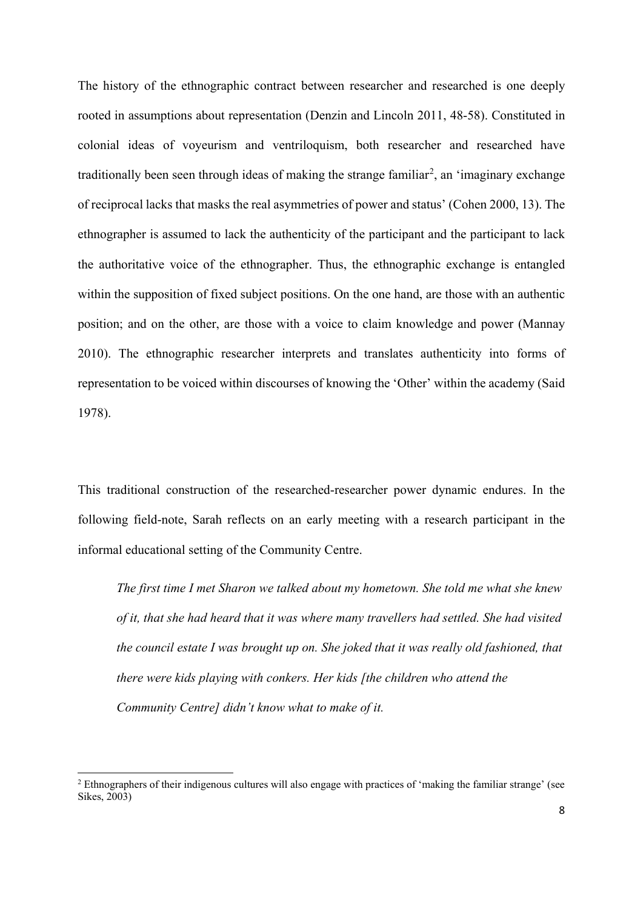The history of the ethnographic contract between researcher and researched is one deeply rooted in assumptions about representation (Denzin and Lincoln 2011, 48-58). Constituted in colonial ideas of voyeurism and ventriloquism, both researcher and researched have traditionally been seen through ideas of making the strange familiar[2], an 'imaginary exchange of reciprocal lacks that masks the real asymmetries of power and status' (Cohen 2000, 13). The ethnographer is assumed to lack the authenticity of the participant and the participant to lack the authoritative voice of the ethnographer. Thus, the ethnographic exchange is entangled within the supposition of fixed subject positions. On the one hand, are those with an authentic position; and on the other, are those with a voice to claim knowledge and power (Mannay 2010). The ethnographic researcher interprets and translates authenticity into forms of representation to be voiced within discourses of knowing the 'Other' within the academy (Said 1978).

This traditional construction of the researched-researcher power dynamic endures. In the following field-note, Sarah reflects on an early meeting with a research participant in the informal educational setting of the Community Centre.

> *The first time I met Sharon we talked about my hometown. She told me what she knew of it, that she had heard that it was where many travellers had settled. She had visited the council estate I was brought up on. She joked that it was really old fashioned, that there were kids playing with conkers. Her kids [the children who attend the Community Centre] didn't know what to make of it.*

---

[2] Ethnographers of their indigenous cultures will also engage with practices of 'making the familiar strange' (see Sikes, 2003)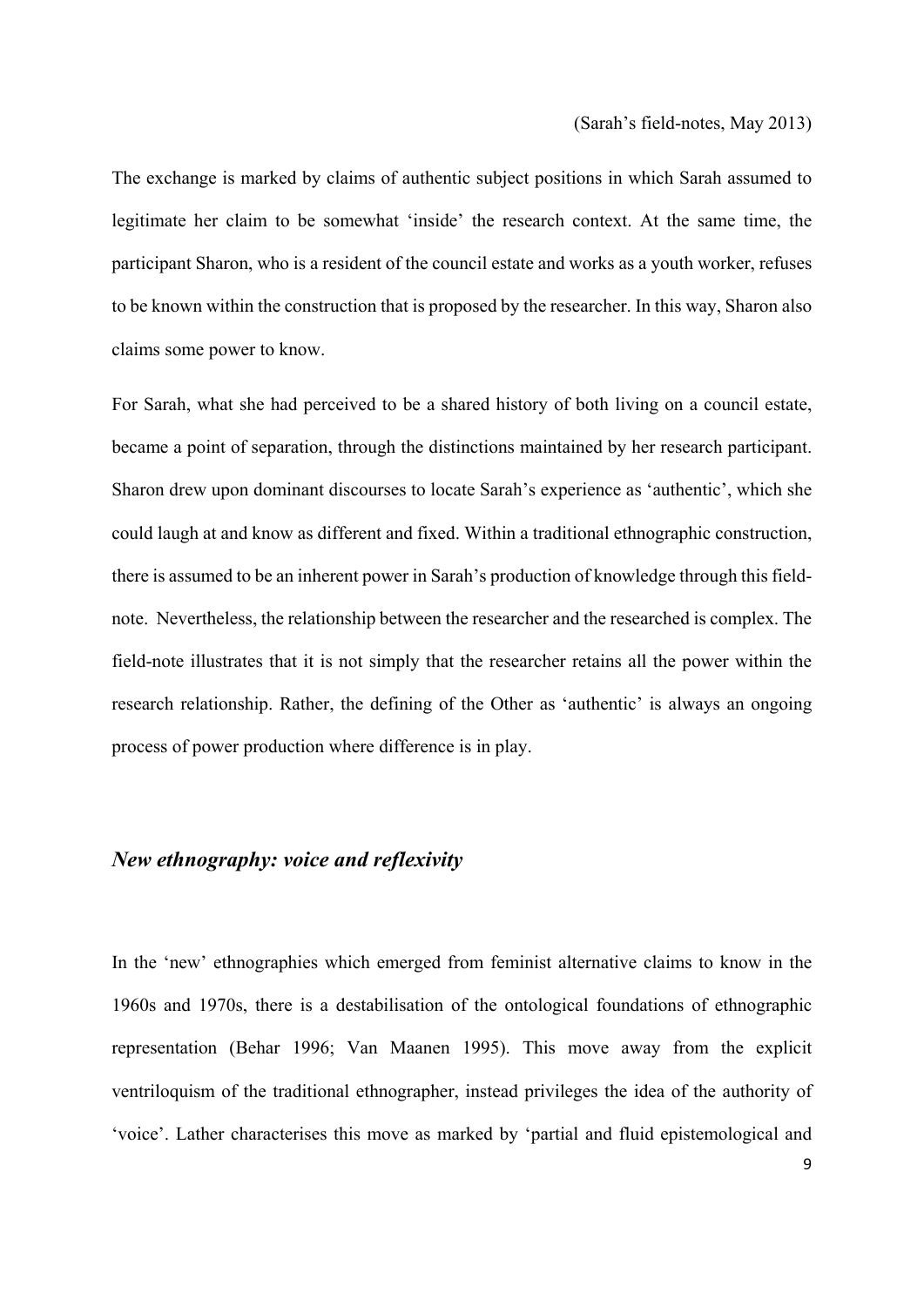(Sarah's field-notes, May 2013)

The exchange is marked by claims of authentic subject positions in which Sarah assumed to legitimate her claim to be somewhat 'inside' the research context. At the same time, the participant Sharon, who is a resident of the council estate and works as a youth worker, refuses to be known within the construction that is proposed by the researcher. In this way, Sharon also claims some power to know.

For Sarah, what she had perceived to be a shared history of both living on a council estate, became a point of separation, through the distinctions maintained by her research participant. Sharon drew upon dominant discourses to locate Sarah's experience as 'authentic', which she could laugh at and know as different and fixed. Within a traditional ethnographic construction, there is assumed to be an inherent power in Sarah's production of knowledge through this field-note. Nevertheless, the relationship between the researcher and the researched is complex. The field-note illustrates that it is not simply that the researcher retains all the power within the research relationship. Rather, the defining of the Other as 'authentic' is always an ongoing process of power production where difference is in play.

## *New ethnography: voice and reflexivity*

In the 'new' ethnographies which emerged from feminist alternative claims to know in the 1960s and 1970s, there is a destabilisation of the ontological foundations of ethnographic representation (Behar 1996; Van Maanen 1995). This move away from the explicit ventriloquism of the traditional ethnographer, instead privileges the idea of the authority of 'voice'. Lather characterises this move as marked by 'partial and fluid epistemological and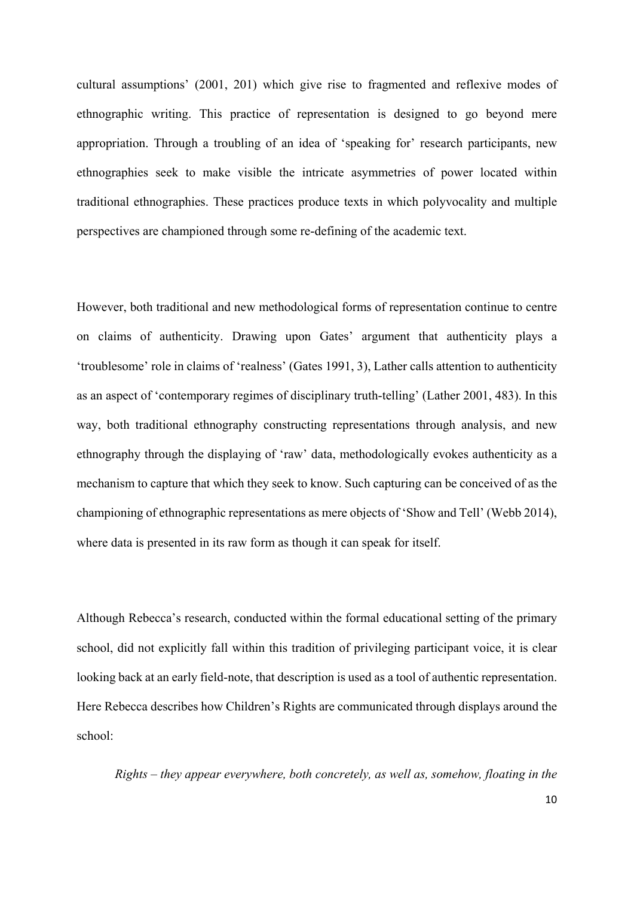cultural assumptions' (2001, 201) which give rise to fragmented and reflexive modes of ethnographic writing. This practice of representation is designed to go beyond mere appropriation. Through a troubling of an idea of 'speaking for' research participants, new ethnographies seek to make visible the intricate asymmetries of power located within traditional ethnographies. These practices produce texts in which polyvocality and multiple perspectives are championed through some re-defining of the academic text.

However, both traditional and new methodological forms of representation continue to centre on claims of authenticity. Drawing upon Gates' argument that authenticity plays a 'troublesome' role in claims of 'realness' (Gates 1991, 3), Lather calls attention to authenticity as an aspect of 'contemporary regimes of disciplinary truth-telling' (Lather 2001, 483). In this way, both traditional ethnography constructing representations through analysis, and new ethnography through the displaying of 'raw' data, methodologically evokes authenticity as a mechanism to capture that which they seek to know. Such capturing can be conceived of as the championing of ethnographic representations as mere objects of 'Show and Tell' (Webb 2014), where data is presented in its raw form as though it can speak for itself.

Although Rebecca's research, conducted within the formal educational setting of the primary school, did not explicitly fall within this tradition of privileging participant voice, it is clear looking back at an early field-note, that description is used as a tool of authentic representation. Here Rebecca describes how Children's Rights are communicated through displays around the school:

> *Rights – they appear everywhere, both concretely, as well as, somehow, floating in the*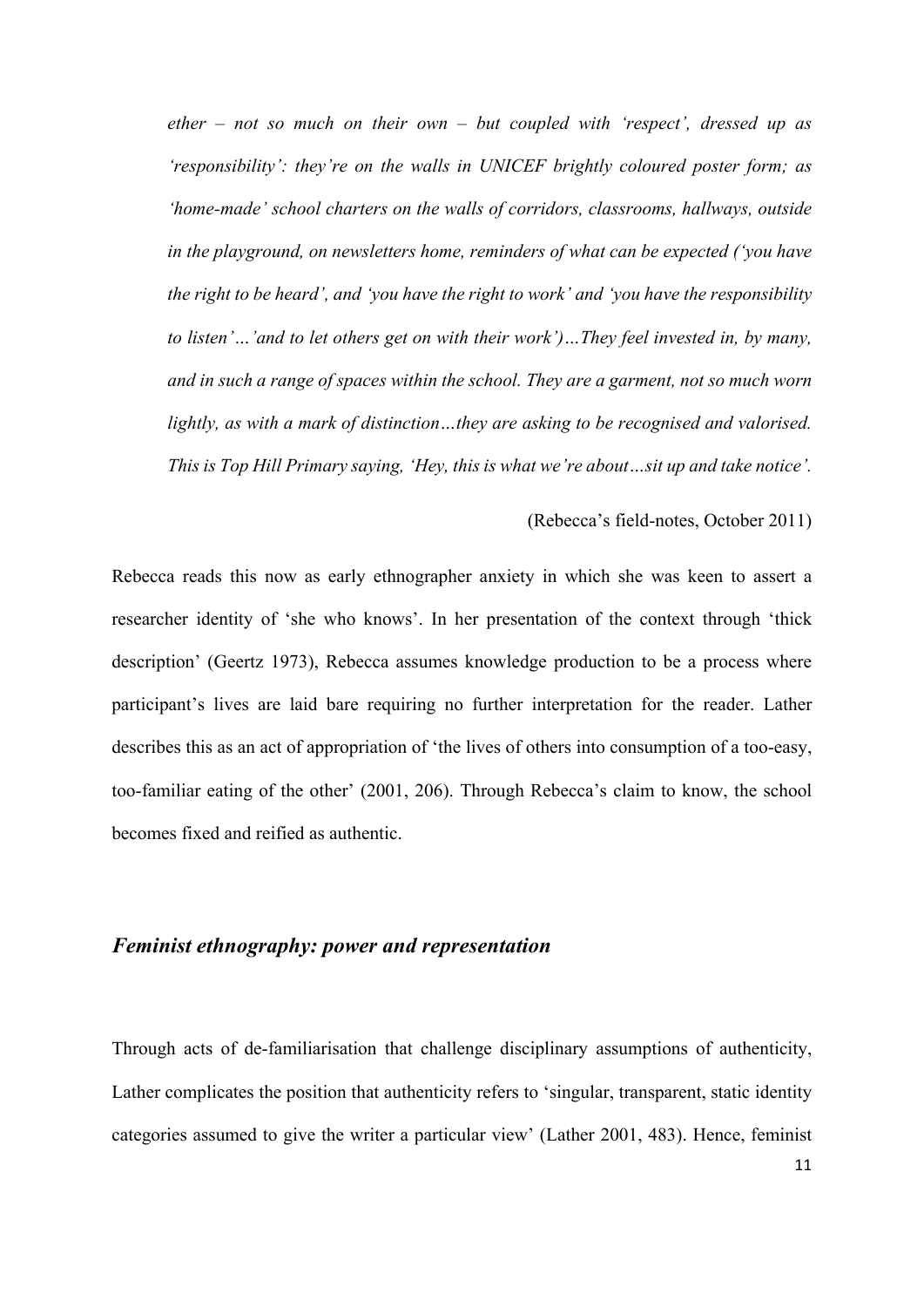*ether – not so much on their own – but coupled with 'respect', dressed up as 'responsibility': they're on the walls in UNICEF brightly coloured poster form; as 'home-made' school charters on the walls of corridors, classrooms, hallways, outside in the playground, on newsletters home, reminders of what can be expected ('you have the right to be heard', and 'you have the right to work' and 'you have the responsibility to listen'…'and to let others get on with their work')…They feel invested in, by many, and in such a range of spaces within the school. They are a garment, not so much worn lightly, as with a mark of distinction…they are asking to be recognised and valorised. This is Top Hill Primary saying, 'Hey, this is what we're about…sit up and take notice'.*

(Rebecca's field-notes, October 2011)

Rebecca reads this now as early ethnographer anxiety in which she was keen to assert a researcher identity of 'she who knows'. In her presentation of the context through 'thick description' (Geertz 1973), Rebecca assumes knowledge production to be a process where participant's lives are laid bare requiring no further interpretation for the reader. Lather describes this as an act of appropriation of 'the lives of others into consumption of a too-easy, too-familiar eating of the other' (2001, 206). Through Rebecca's claim to know, the school becomes fixed and reified as authentic.

## *Feminist ethnography: power and representation*

Through acts of de-familiarisation that challenge disciplinary assumptions of authenticity, Lather complicates the position that authenticity refers to 'singular, transparent, static identity categories assumed to give the writer a particular view' (Lather 2001, 483). Hence, feminist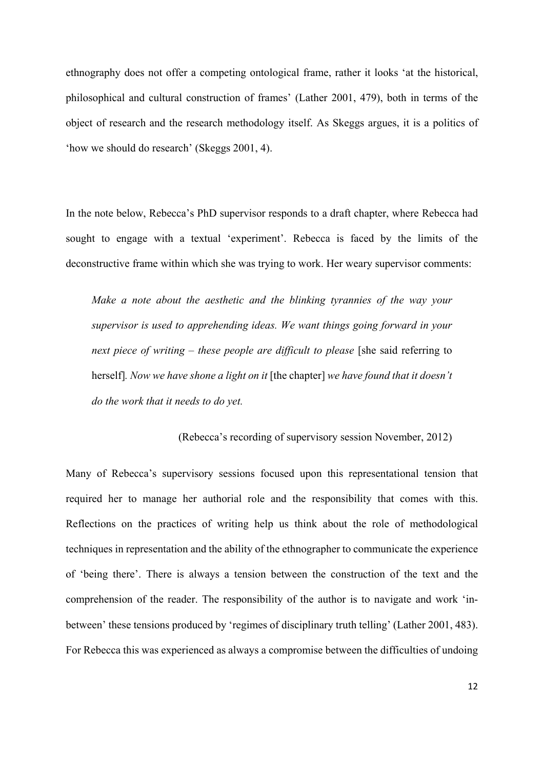ethnography does not offer a competing ontological frame, rather it looks 'at the historical, philosophical and cultural construction of frames' (Lather 2001, 479), both in terms of the object of research and the research methodology itself. As Skeggs argues, it is a politics of 'how we should do research' (Skeggs 2001, 4).

In the note below, Rebecca's PhD supervisor responds to a draft chapter, where Rebecca had sought to engage with a textual 'experiment'. Rebecca is faced by the limits of the deconstructive frame within which she was trying to work. Her weary supervisor comments:

> *Make a note about the aesthetic and the blinking tyrannies of the way your supervisor is used to apprehending ideas. We want things going forward in your next piece of writing – these people are difficult to please* [she said referring to herself]*. Now we have shone a light on it* [the chapter] *we have found that it doesn't do the work that it needs to do yet.*
>
> (Rebecca's recording of supervisory session November, 2012)

Many of Rebecca's supervisory sessions focused upon this representational tension that required her to manage her authorial role and the responsibility that comes with this. Reflections on the practices of writing help us think about the role of methodological techniques in representation and the ability of the ethnographer to communicate the experience of 'being there'. There is always a tension between the construction of the text and the comprehension of the reader. The responsibility of the author is to navigate and work 'in-between' these tensions produced by 'regimes of disciplinary truth telling' (Lather 2001, 483). For Rebecca this was experienced as always a compromise between the difficulties of undoing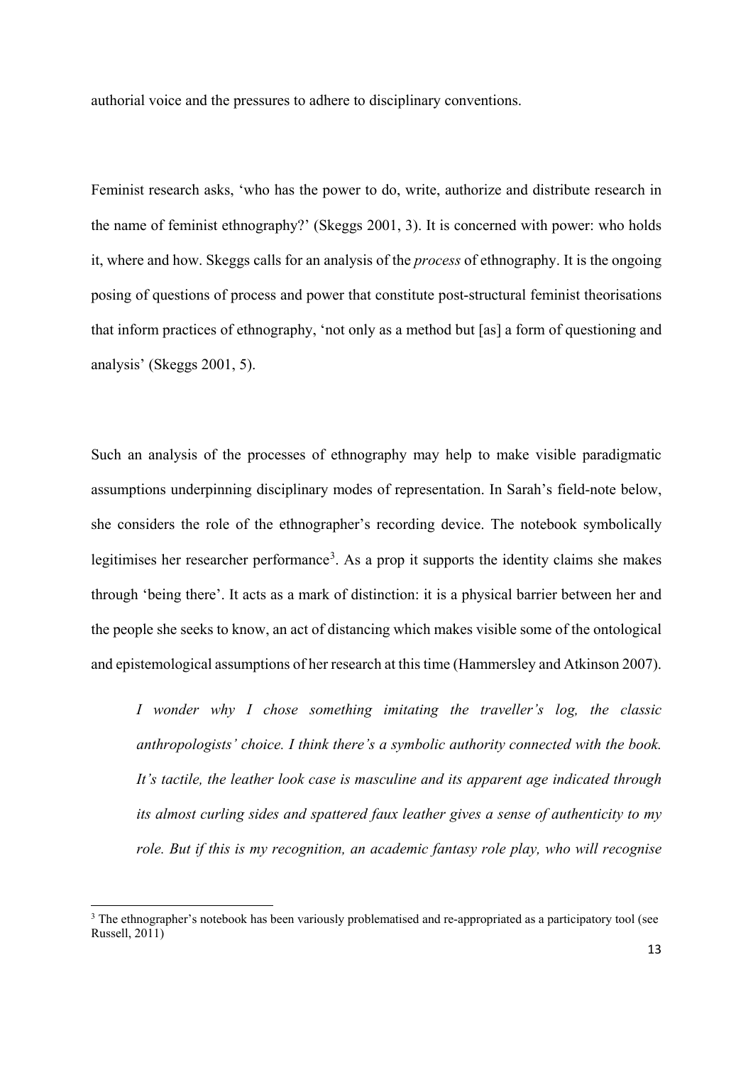authorial voice and the pressures to adhere to disciplinary conventions.

Feminist research asks, 'who has the power to do, write, authorize and distribute research in the name of feminist ethnography?' (Skeggs 2001, 3). It is concerned with power: who holds it, where and how. Skeggs calls for an analysis of the *process* of ethnography. It is the ongoing posing of questions of process and power that constitute post-structural feminist theorisations that inform practices of ethnography, 'not only as a method but [as] a form of questioning and analysis' (Skeggs 2001, 5).

Such an analysis of the processes of ethnography may help to make visible paradigmatic assumptions underpinning disciplinary modes of representation. In Sarah's field-note below, she considers the role of the ethnographer's recording device. The notebook symbolically legitimises her researcher performance[3]. As a prop it supports the identity claims she makes through 'being there'. It acts as a mark of distinction: it is a physical barrier between her and the people she seeks to know, an act of distancing which makes visible some of the ontological and epistemological assumptions of her research at this time (Hammersley and Atkinson 2007).

> *I wonder why I chose something imitating the traveller's log, the classic anthropologists' choice. I think there's a symbolic authority connected with the book. It's tactile, the leather look case is masculine and its apparent age indicated through its almost curling sides and spattered faux leather gives a sense of authenticity to my role. But if this is my recognition, an academic fantasy role play, who will recognise*

[3] The ethnographer's notebook has been variously problematised and re-appropriated as a participatory tool (see Russell, 2011)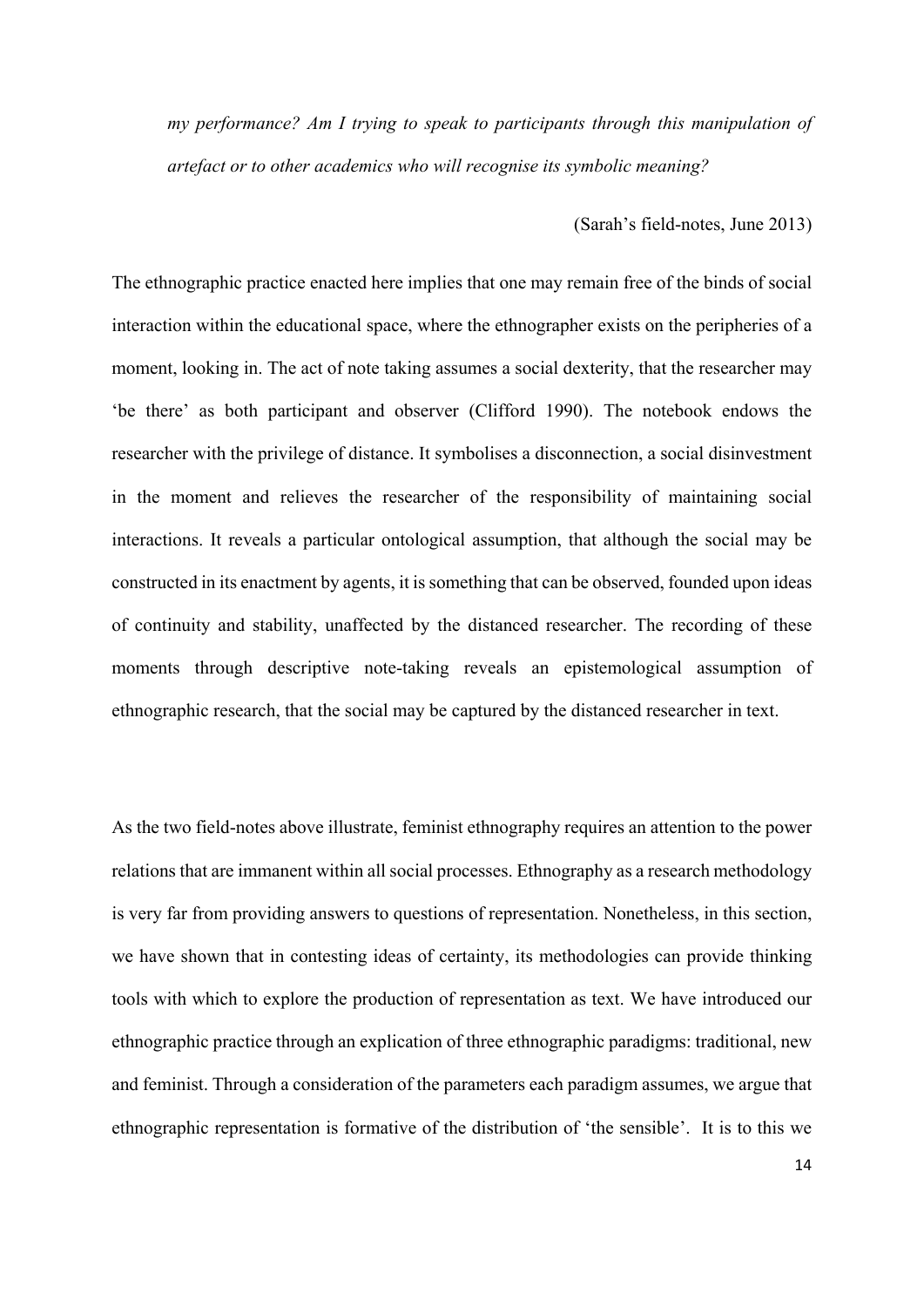*my performance? Am I trying to speak to participants through this manipulation of artefact or to other academics who will recognise its symbolic meaning?*

(Sarah's field-notes, June 2013)

The ethnographic practice enacted here implies that one may remain free of the binds of social interaction within the educational space, where the ethnographer exists on the peripheries of a moment, looking in. The act of note taking assumes a social dexterity, that the researcher may 'be there' as both participant and observer (Clifford 1990). The notebook endows the researcher with the privilege of distance. It symbolises a disconnection, a social disinvestment in the moment and relieves the researcher of the responsibility of maintaining social interactions. It reveals a particular ontological assumption, that although the social may be constructed in its enactment by agents, it is something that can be observed, founded upon ideas of continuity and stability, unaffected by the distanced researcher. The recording of these moments through descriptive note-taking reveals an epistemological assumption of ethnographic research, that the social may be captured by the distanced researcher in text.

As the two field-notes above illustrate, feminist ethnography requires an attention to the power relations that are immanent within all social processes. Ethnography as a research methodology is very far from providing answers to questions of representation. Nonetheless, in this section, we have shown that in contesting ideas of certainty, its methodologies can provide thinking tools with which to explore the production of representation as text. We have introduced our ethnographic practice through an explication of three ethnographic paradigms: traditional, new and feminist. Through a consideration of the parameters each paradigm assumes, we argue that ethnographic representation is formative of the distribution of 'the sensible'. It is to this we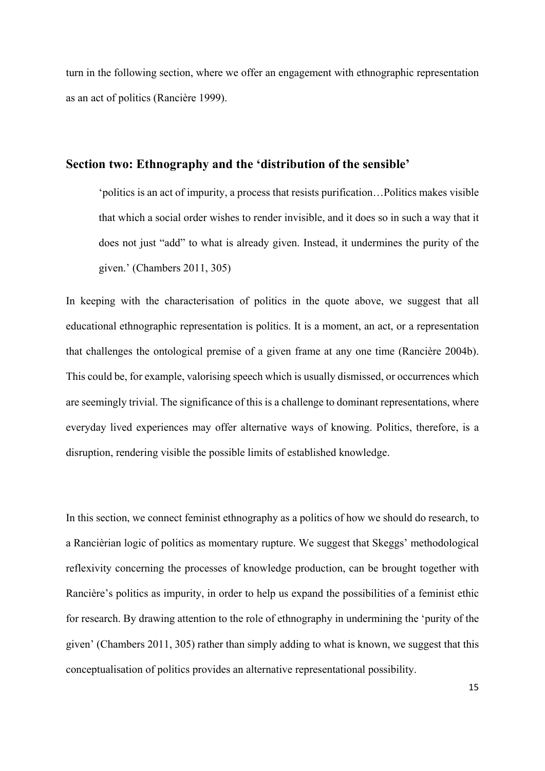turn in the following section, where we offer an engagement with ethnographic representation as an act of politics (Rancière 1999).

## Section two: Ethnography and the 'distribution of the sensible'

> 'politics is an act of impurity, a process that resists purification…Politics makes visible that which a social order wishes to render invisible, and it does so in such a way that it does not just "add" to what is already given. Instead, it undermines the purity of the given.' (Chambers 2011, 305)

In keeping with the characterisation of politics in the quote above, we suggest that all educational ethnographic representation is politics. It is a moment, an act, or a representation that challenges the ontological premise of a given frame at any one time (Rancière 2004b). This could be, for example, valorising speech which is usually dismissed, or occurrences which are seemingly trivial. The significance of this is a challenge to dominant representations, where everyday lived experiences may offer alternative ways of knowing. Politics, therefore, is a disruption, rendering visible the possible limits of established knowledge.

In this section, we connect feminist ethnography as a politics of how we should do research, to a Rancièrian logic of politics as momentary rupture. We suggest that Skeggs' methodological reflexivity concerning the processes of knowledge production, can be brought together with Rancière's politics as impurity, in order to help us expand the possibilities of a feminist ethic for research. By drawing attention to the role of ethnography in undermining the 'purity of the given' (Chambers 2011, 305) rather than simply adding to what is known, we suggest that this conceptualisation of politics provides an alternative representational possibility.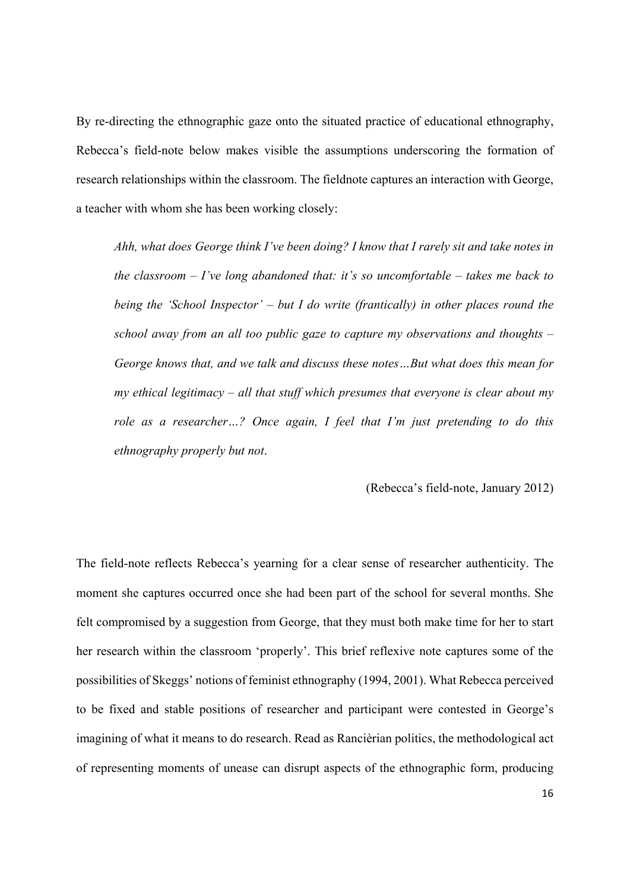By re-directing the ethnographic gaze onto the situated practice of educational ethnography, Rebecca's field-note below makes visible the assumptions underscoring the formation of research relationships within the classroom. The fieldnote captures an interaction with George, a teacher with whom she has been working closely:

> *Ahh, what does George think I've been doing? I know that I rarely sit and take notes in the classroom – I've long abandoned that: it's so uncomfortable – takes me back to being the 'School Inspector' – but I do write (frantically) in other places round the school away from an all too public gaze to capture my observations and thoughts – George knows that, and we talk and discuss these notes…But what does this mean for my ethical legitimacy – all that stuff which presumes that everyone is clear about my role as a researcher…? Once again, I feel that I'm just pretending to do this ethnography properly but not*.
>
> (Rebecca's field-note, January 2012)

The field-note reflects Rebecca's yearning for a clear sense of researcher authenticity. The moment she captures occurred once she had been part of the school for several months. She felt compromised by a suggestion from George, that they must both make time for her to start her research within the classroom 'properly'. This brief reflexive note captures some of the possibilities of Skeggs' notions of feminist ethnography (1994, 2001). What Rebecca perceived to be fixed and stable positions of researcher and participant were contested in George's imagining of what it means to do research. Read as Rancièrian politics, the methodological act of representing moments of unease can disrupt aspects of the ethnographic form, producing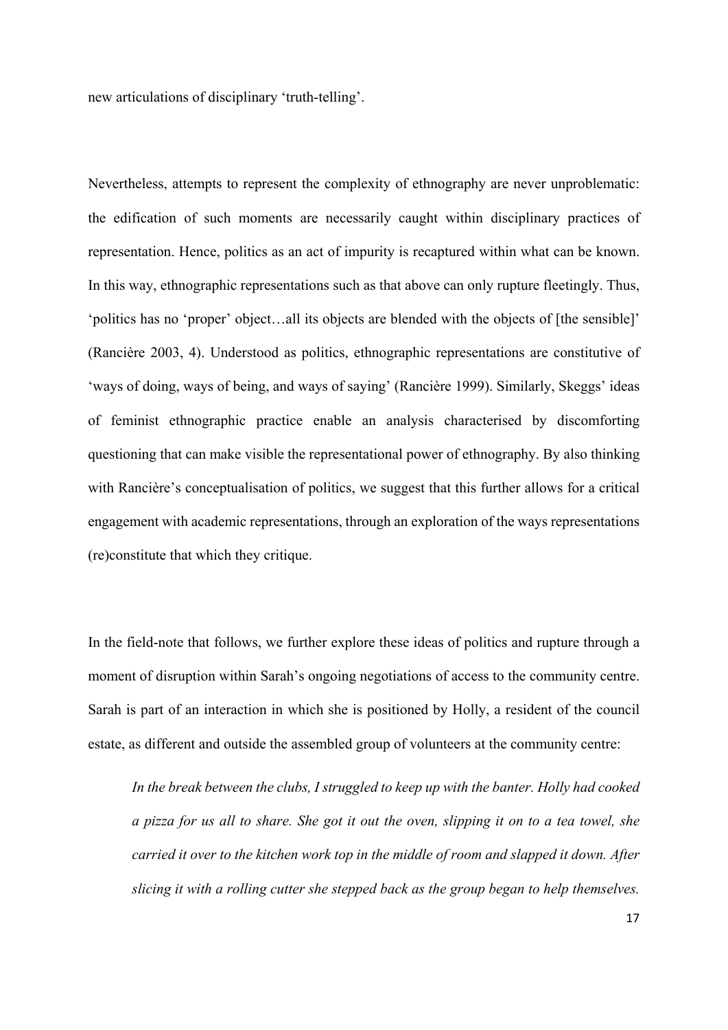new articulations of disciplinary 'truth-telling'.

Nevertheless, attempts to represent the complexity of ethnography are never unproblematic: the edification of such moments are necessarily caught within disciplinary practices of representation. Hence, politics as an act of impurity is recaptured within what can be known. In this way, ethnographic representations such as that above can only rupture fleetingly. Thus, 'politics has no 'proper' object…all its objects are blended with the objects of [the sensible]' (Rancière 2003, 4). Understood as politics, ethnographic representations are constitutive of 'ways of doing, ways of being, and ways of saying' (Rancière 1999). Similarly, Skeggs' ideas of feminist ethnographic practice enable an analysis characterised by discomforting questioning that can make visible the representational power of ethnography. By also thinking with Rancière's conceptualisation of politics, we suggest that this further allows for a critical engagement with academic representations, through an exploration of the ways representations (re)constitute that which they critique.

In the field-note that follows, we further explore these ideas of politics and rupture through a moment of disruption within Sarah's ongoing negotiations of access to the community centre. Sarah is part of an interaction in which she is positioned by Holly, a resident of the council estate, as different and outside the assembled group of volunteers at the community centre:

> *In the break between the clubs, I struggled to keep up with the banter. Holly had cooked a pizza for us all to share. She got it out the oven, slipping it on to a tea towel, she carried it over to the kitchen work top in the middle of room and slapped it down. After slicing it with a rolling cutter she stepped back as the group began to help themselves.*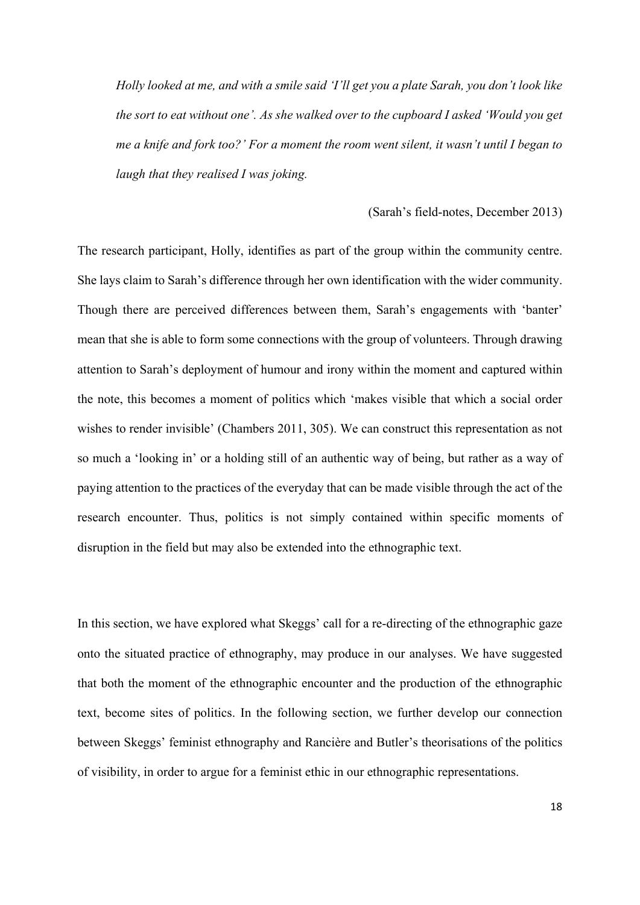*Holly looked at me, and with a smile said 'I'll get you a plate Sarah, you don't look like the sort to eat without one'. As she walked over to the cupboard I asked 'Would you get me a knife and fork too?' For a moment the room went silent, it wasn't until I began to laugh that they realised I was joking.*

(Sarah's field-notes, December 2013)

The research participant, Holly, identifies as part of the group within the community centre. She lays claim to Sarah's difference through her own identification with the wider community. Though there are perceived differences between them, Sarah's engagements with 'banter' mean that she is able to form some connections with the group of volunteers. Through drawing attention to Sarah's deployment of humour and irony within the moment and captured within the note, this becomes a moment of politics which 'makes visible that which a social order wishes to render invisible' (Chambers 2011, 305). We can construct this representation as not so much a 'looking in' or a holding still of an authentic way of being, but rather as a way of paying attention to the practices of the everyday that can be made visible through the act of the research encounter. Thus, politics is not simply contained within specific moments of disruption in the field but may also be extended into the ethnographic text.

In this section, we have explored what Skeggs' call for a re-directing of the ethnographic gaze onto the situated practice of ethnography, may produce in our analyses. We have suggested that both the moment of the ethnographic encounter and the production of the ethnographic text, become sites of politics. In the following section, we further develop our connection between Skeggs' feminist ethnography and Rancière and Butler's theorisations of the politics of visibility, in order to argue for a feminist ethic in our ethnographic representations.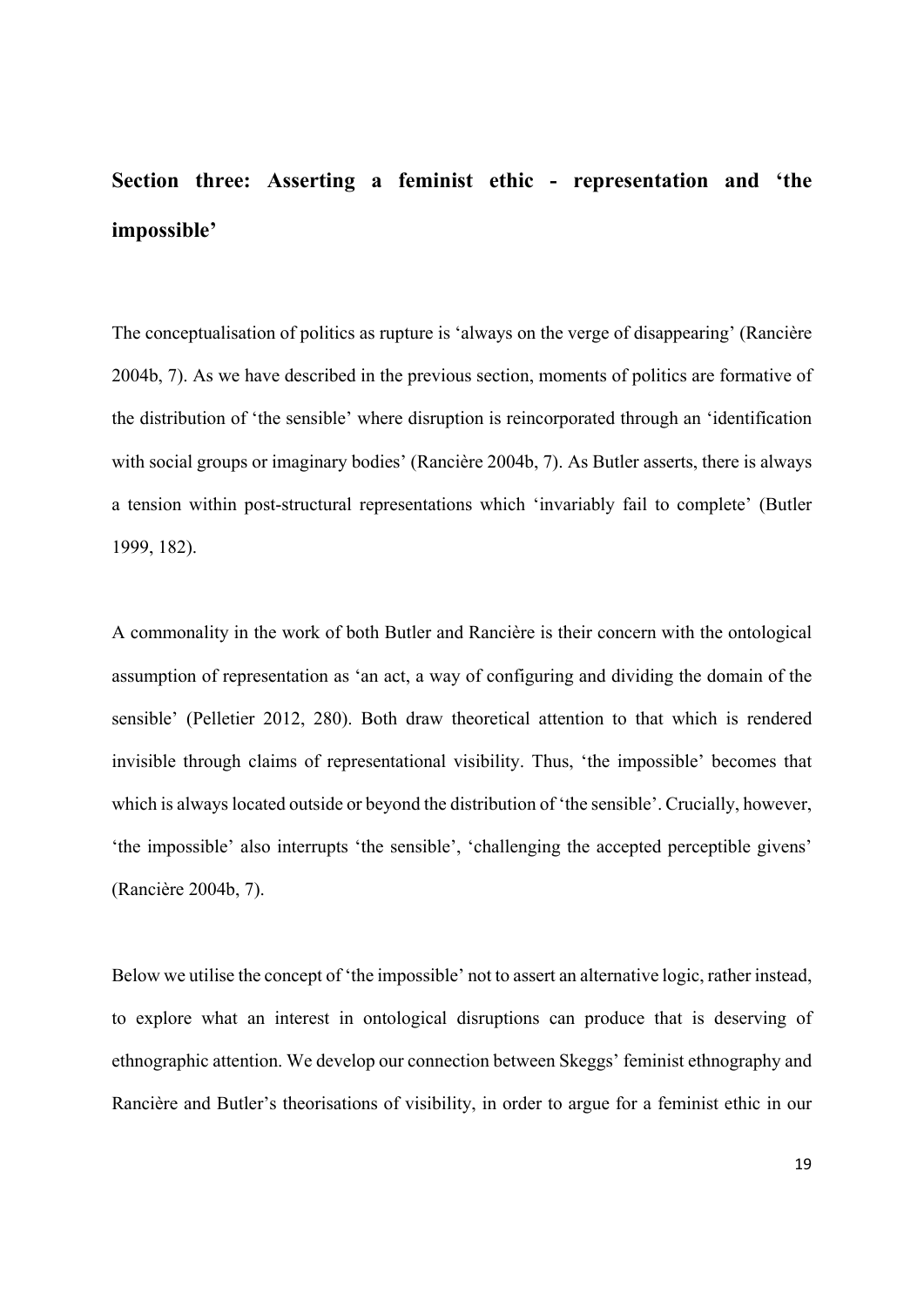## Section three: Asserting a feminist ethic - representation and 'the impossible'

The conceptualisation of politics as rupture is 'always on the verge of disappearing' (Rancière 2004b, 7). As we have described in the previous section, moments of politics are formative of the distribution of 'the sensible' where disruption is reincorporated through an 'identification with social groups or imaginary bodies' (Rancière 2004b, 7). As Butler asserts, there is always a tension within post-structural representations which 'invariably fail to complete' (Butler 1999, 182).

A commonality in the work of both Butler and Rancière is their concern with the ontological assumption of representation as 'an act, a way of configuring and dividing the domain of the sensible' (Pelletier 2012, 280). Both draw theoretical attention to that which is rendered invisible through claims of representational visibility. Thus, 'the impossible' becomes that which is always located outside or beyond the distribution of 'the sensible'. Crucially, however, 'the impossible' also interrupts 'the sensible', 'challenging the accepted perceptible givens' (Rancière 2004b, 7).

Below we utilise the concept of 'the impossible' not to assert an alternative logic, rather instead, to explore what an interest in ontological disruptions can produce that is deserving of ethnographic attention. We develop our connection between Skeggs' feminist ethnography and Rancière and Butler's theorisations of visibility, in order to argue for a feminist ethic in our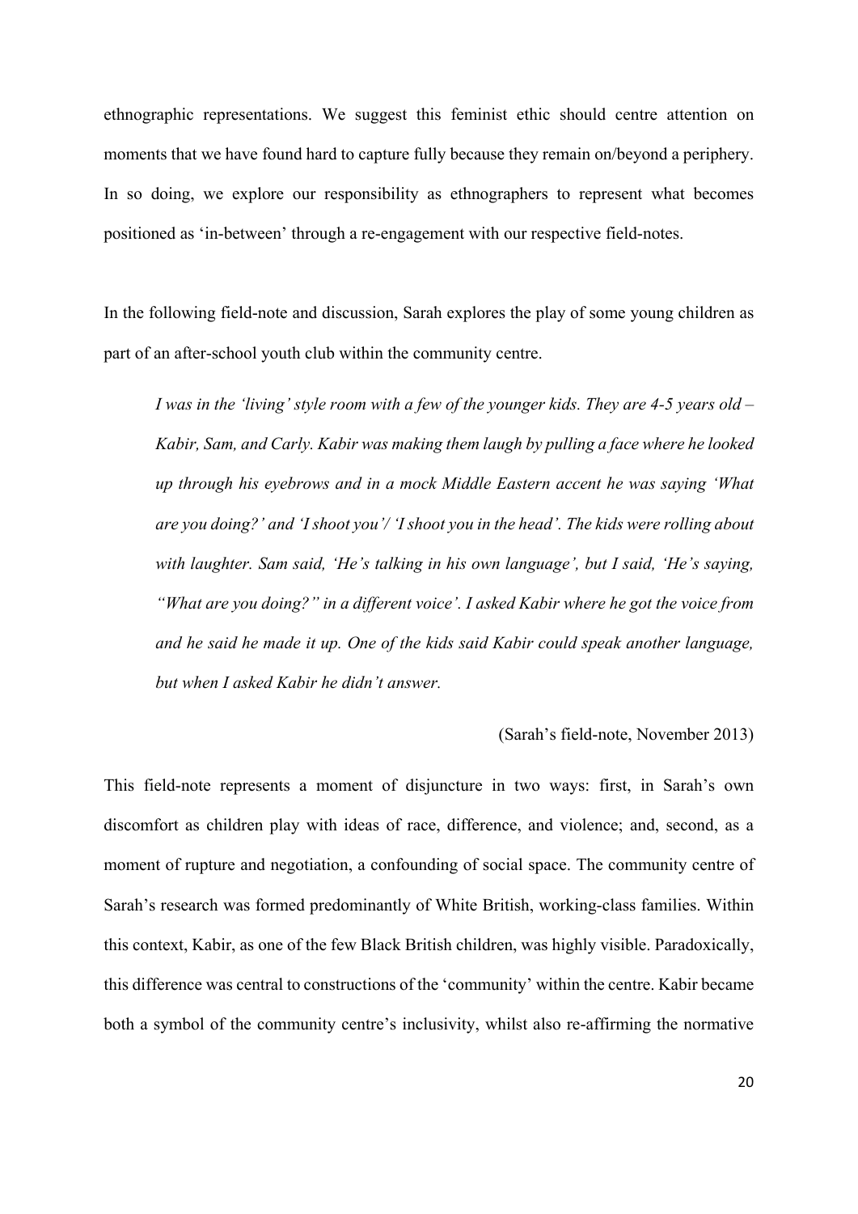ethnographic representations. We suggest this feminist ethic should centre attention on moments that we have found hard to capture fully because they remain on/beyond a periphery. In so doing, we explore our responsibility as ethnographers to represent what becomes positioned as 'in-between' through a re-engagement with our respective field-notes.

In the following field-note and discussion, Sarah explores the play of some young children as part of an after-school youth club within the community centre.

> *I was in the 'living' style room with a few of the younger kids. They are 4-5 years old – Kabir, Sam, and Carly. Kabir was making them laugh by pulling a face where he looked up through his eyebrows and in a mock Middle Eastern accent he was saying 'What are you doing?' and 'I shoot you'/ 'I shoot you in the head'. The kids were rolling about with laughter. Sam said, 'He's talking in his own language', but I said, 'He's saying, "What are you doing?" in a different voice'. I asked Kabir where he got the voice from and he said he made it up. One of the kids said Kabir could speak another language, but when I asked Kabir he didn't answer.*
>
> (Sarah's field-note, November 2013)

This field-note represents a moment of disjuncture in two ways: first, in Sarah's own discomfort as children play with ideas of race, difference, and violence; and, second, as a moment of rupture and negotiation, a confounding of social space. The community centre of Sarah's research was formed predominantly of White British, working-class families. Within this context, Kabir, as one of the few Black British children, was highly visible. Paradoxically, this difference was central to constructions of the 'community' within the centre. Kabir became both a symbol of the community centre's inclusivity, whilst also re-affirming the normative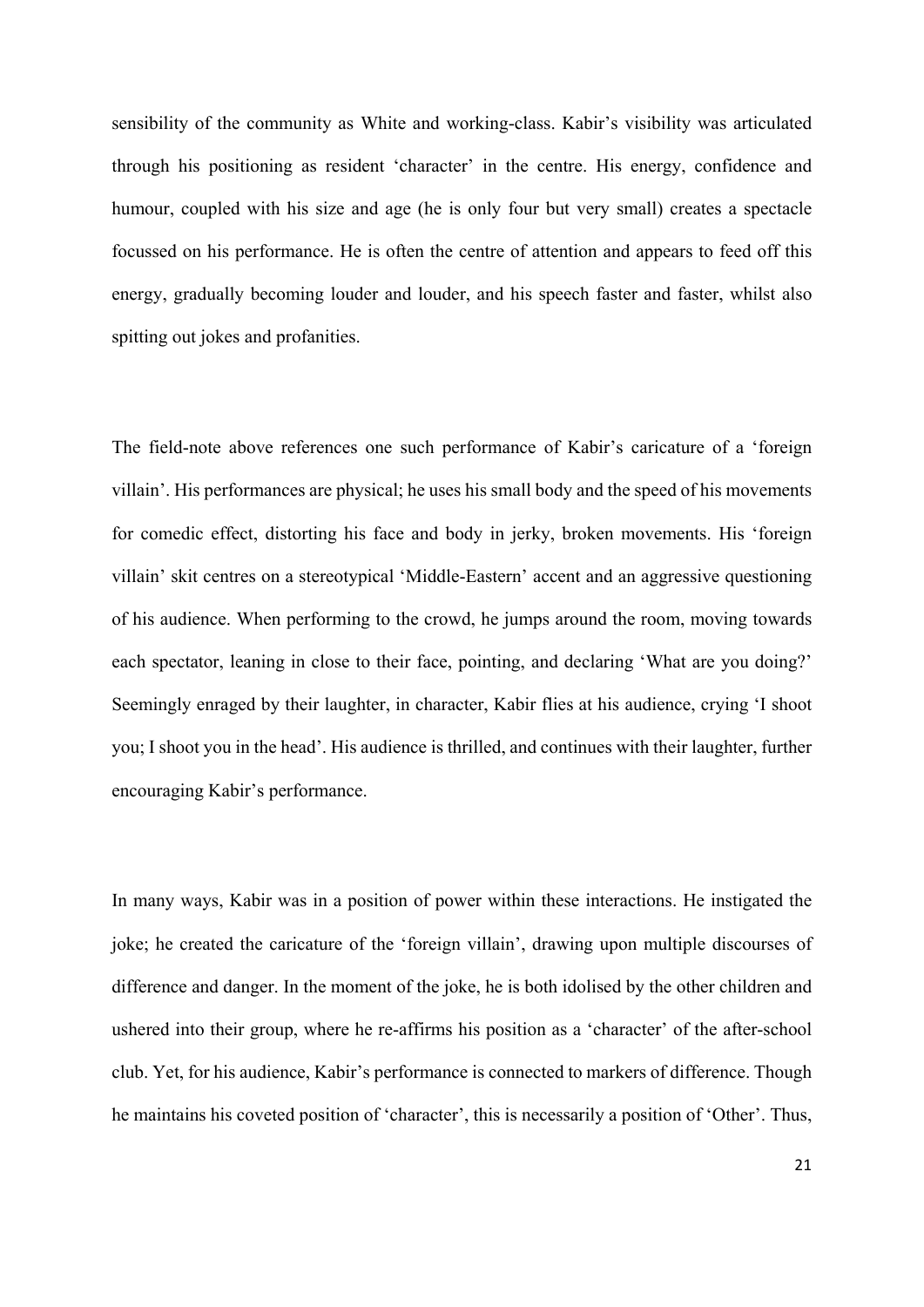sensibility of the community as White and working-class. Kabir's visibility was articulated through his positioning as resident 'character' in the centre. His energy, confidence and humour, coupled with his size and age (he is only four but very small) creates a spectacle focussed on his performance. He is often the centre of attention and appears to feed off this energy, gradually becoming louder and louder, and his speech faster and faster, whilst also spitting out jokes and profanities.

The field-note above references one such performance of Kabir's caricature of a 'foreign villain'. His performances are physical; he uses his small body and the speed of his movements for comedic effect, distorting his face and body in jerky, broken movements. His 'foreign villain' skit centres on a stereotypical 'Middle-Eastern' accent and an aggressive questioning of his audience. When performing to the crowd, he jumps around the room, moving towards each spectator, leaning in close to their face, pointing, and declaring 'What are you doing?' Seemingly enraged by their laughter, in character, Kabir flies at his audience, crying 'I shoot you; I shoot you in the head'. His audience is thrilled, and continues with their laughter, further encouraging Kabir's performance.

In many ways, Kabir was in a position of power within these interactions. He instigated the joke; he created the caricature of the 'foreign villain', drawing upon multiple discourses of difference and danger. In the moment of the joke, he is both idolised by the other children and ushered into their group, where he re-affirms his position as a 'character' of the after-school club. Yet, for his audience, Kabir's performance is connected to markers of difference. Though he maintains his coveted position of 'character', this is necessarily a position of 'Other'. Thus,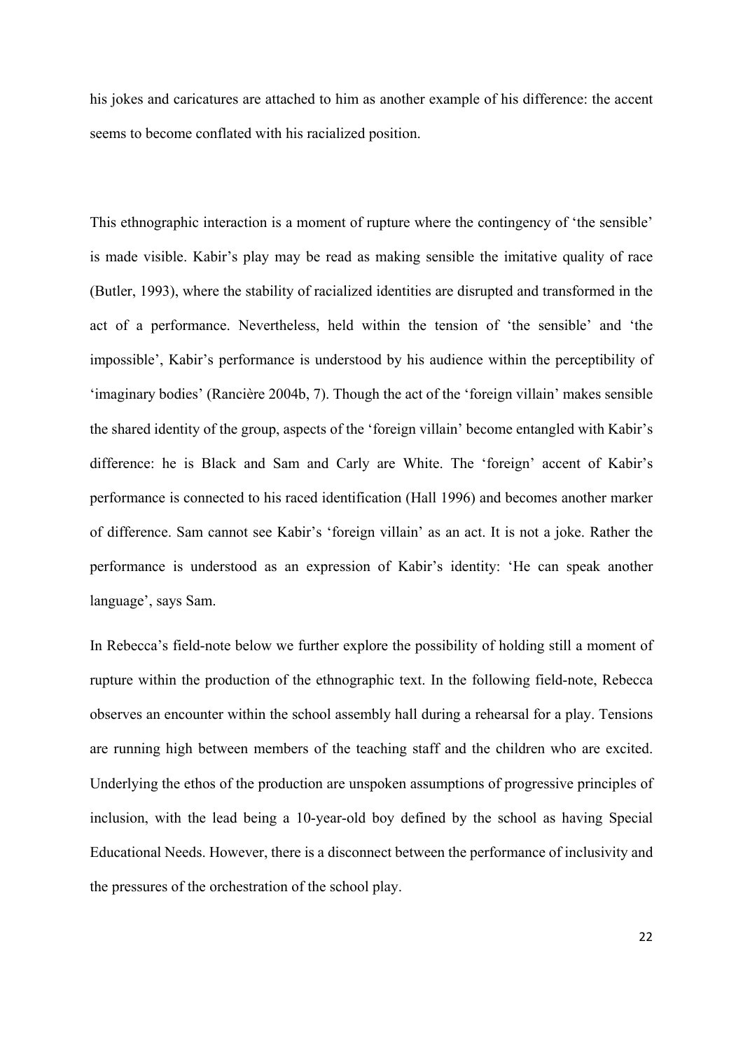his jokes and caricatures are attached to him as another example of his difference: the accent seems to become conflated with his racialized position.

This ethnographic interaction is a moment of rupture where the contingency of 'the sensible' is made visible. Kabir's play may be read as making sensible the imitative quality of race (Butler, 1993), where the stability of racialized identities are disrupted and transformed in the act of a performance. Nevertheless, held within the tension of 'the sensible' and 'the impossible', Kabir's performance is understood by his audience within the perceptibility of 'imaginary bodies' (Rancière 2004b, 7). Though the act of the 'foreign villain' makes sensible the shared identity of the group, aspects of the 'foreign villain' become entangled with Kabir's difference: he is Black and Sam and Carly are White. The 'foreign' accent of Kabir's performance is connected to his raced identification (Hall 1996) and becomes another marker of difference. Sam cannot see Kabir's 'foreign villain' as an act. It is not a joke. Rather the performance is understood as an expression of Kabir's identity: 'He can speak another language', says Sam.

In Rebecca's field-note below we further explore the possibility of holding still a moment of rupture within the production of the ethnographic text. In the following field-note, Rebecca observes an encounter within the school assembly hall during a rehearsal for a play. Tensions are running high between members of the teaching staff and the children who are excited. Underlying the ethos of the production are unspoken assumptions of progressive principles of inclusion, with the lead being a 10-year-old boy defined by the school as having Special Educational Needs. However, there is a disconnect between the performance of inclusivity and the pressures of the orchestration of the school play.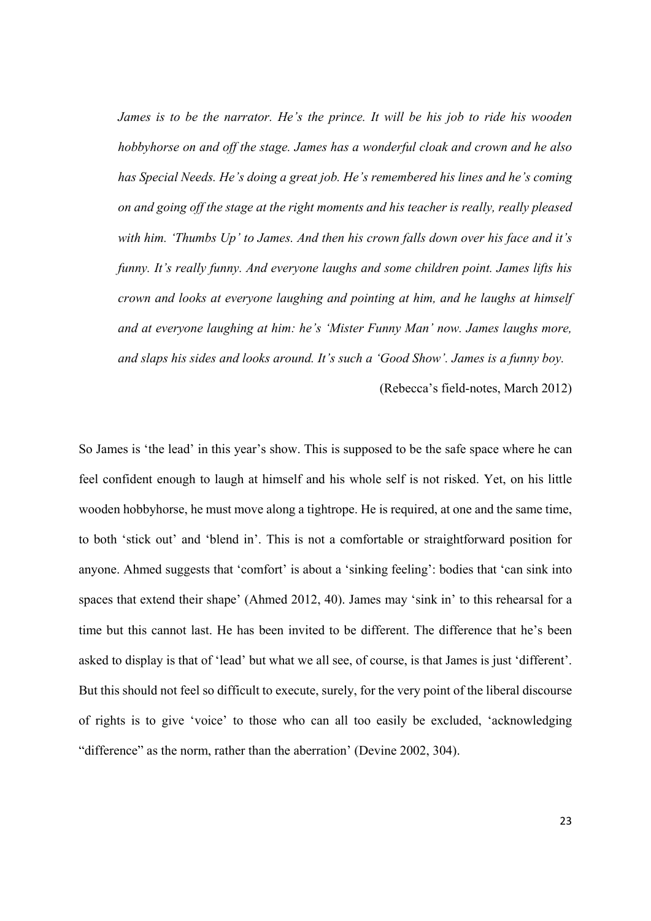> *James is to be the narrator. He's the prince. It will be his job to ride his wooden hobbyhorse on and off the stage. James has a wonderful cloak and crown and he also has Special Needs. He's doing a great job. He's remembered his lines and he's coming on and going off the stage at the right moments and his teacher is really, really pleased with him. 'Thumbs Up' to James. And then his crown falls down over his face and it's funny. It's really funny. And everyone laughs and some children point. James lifts his crown and looks at everyone laughing and pointing at him, and he laughs at himself and at everyone laughing at him: he's 'Mister Funny Man' now. James laughs more, and slaps his sides and looks around. It's such a 'Good Show'. James is a funny boy.*
>
> (Rebecca's field-notes, March 2012)

So James is 'the lead' in this year's show. This is supposed to be the safe space where he can feel confident enough to laugh at himself and his whole self is not risked. Yet, on his little wooden hobbyhorse, he must move along a tightrope. He is required, at one and the same time, to both 'stick out' and 'blend in'. This is not a comfortable or straightforward position for anyone. Ahmed suggests that 'comfort' is about a 'sinking feeling': bodies that 'can sink into spaces that extend their shape' (Ahmed 2012, 40). James may 'sink in' to this rehearsal for a time but this cannot last. He has been invited to be different. The difference that he's been asked to display is that of 'lead' but what we all see, of course, is that James is just 'different'. But this should not feel so difficult to execute, surely, for the very point of the liberal discourse of rights is to give 'voice' to those who can all too easily be excluded, 'acknowledging "difference" as the norm, rather than the aberration' (Devine 2002, 304).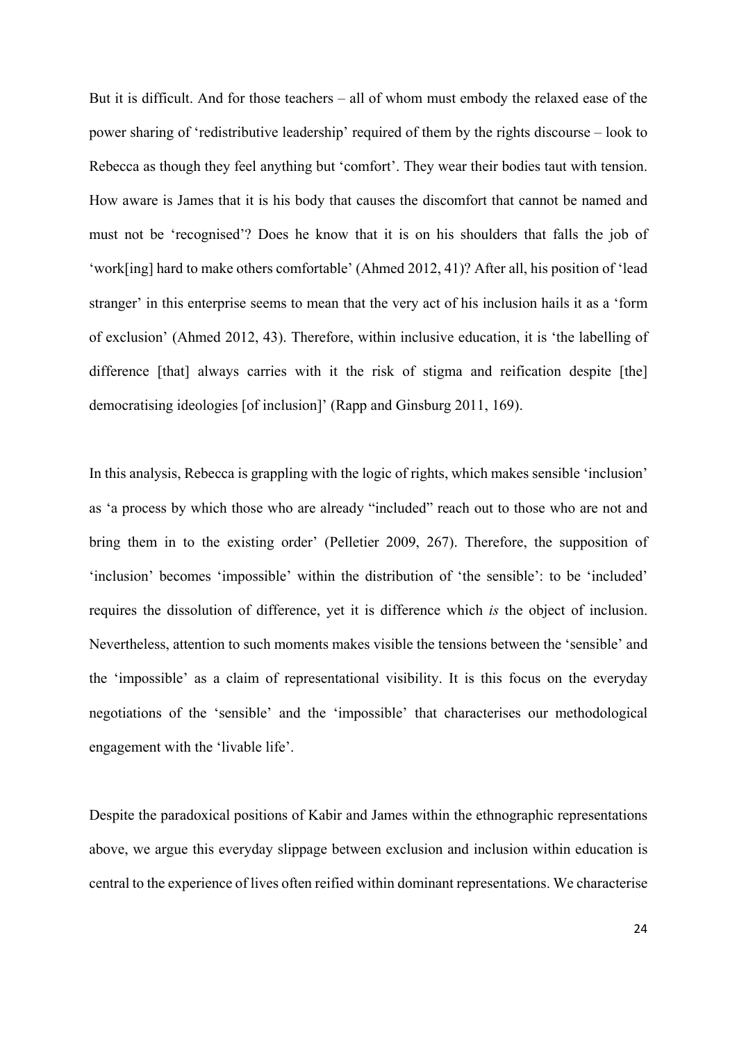But it is difficult. And for those teachers – all of whom must embody the relaxed ease of the power sharing of 'redistributive leadership' required of them by the rights discourse – look to Rebecca as though they feel anything but 'comfort'. They wear their bodies taut with tension. How aware is James that it is his body that causes the discomfort that cannot be named and must not be 'recognised'? Does he know that it is on his shoulders that falls the job of 'work[ing] hard to make others comfortable' (Ahmed 2012, 41)? After all, his position of 'lead stranger' in this enterprise seems to mean that the very act of his inclusion hails it as a 'form of exclusion' (Ahmed 2012, 43). Therefore, within inclusive education, it is 'the labelling of difference [that] always carries with it the risk of stigma and reification despite [the] democratising ideologies [of inclusion]' (Rapp and Ginsburg 2011, 169).

In this analysis, Rebecca is grappling with the logic of rights, which makes sensible 'inclusion' as 'a process by which those who are already "included" reach out to those who are not and bring them in to the existing order' (Pelletier 2009, 267). Therefore, the supposition of 'inclusion' becomes 'impossible' within the distribution of 'the sensible': to be 'included' requires the dissolution of difference, yet it is difference which *is* the object of inclusion. Nevertheless, attention to such moments makes visible the tensions between the 'sensible' and the 'impossible' as a claim of representational visibility. It is this focus on the everyday negotiations of the 'sensible' and the 'impossible' that characterises our methodological engagement with the 'livable life'.

Despite the paradoxical positions of Kabir and James within the ethnographic representations above, we argue this everyday slippage between exclusion and inclusion within education is central to the experience of lives often reified within dominant representations. We characterise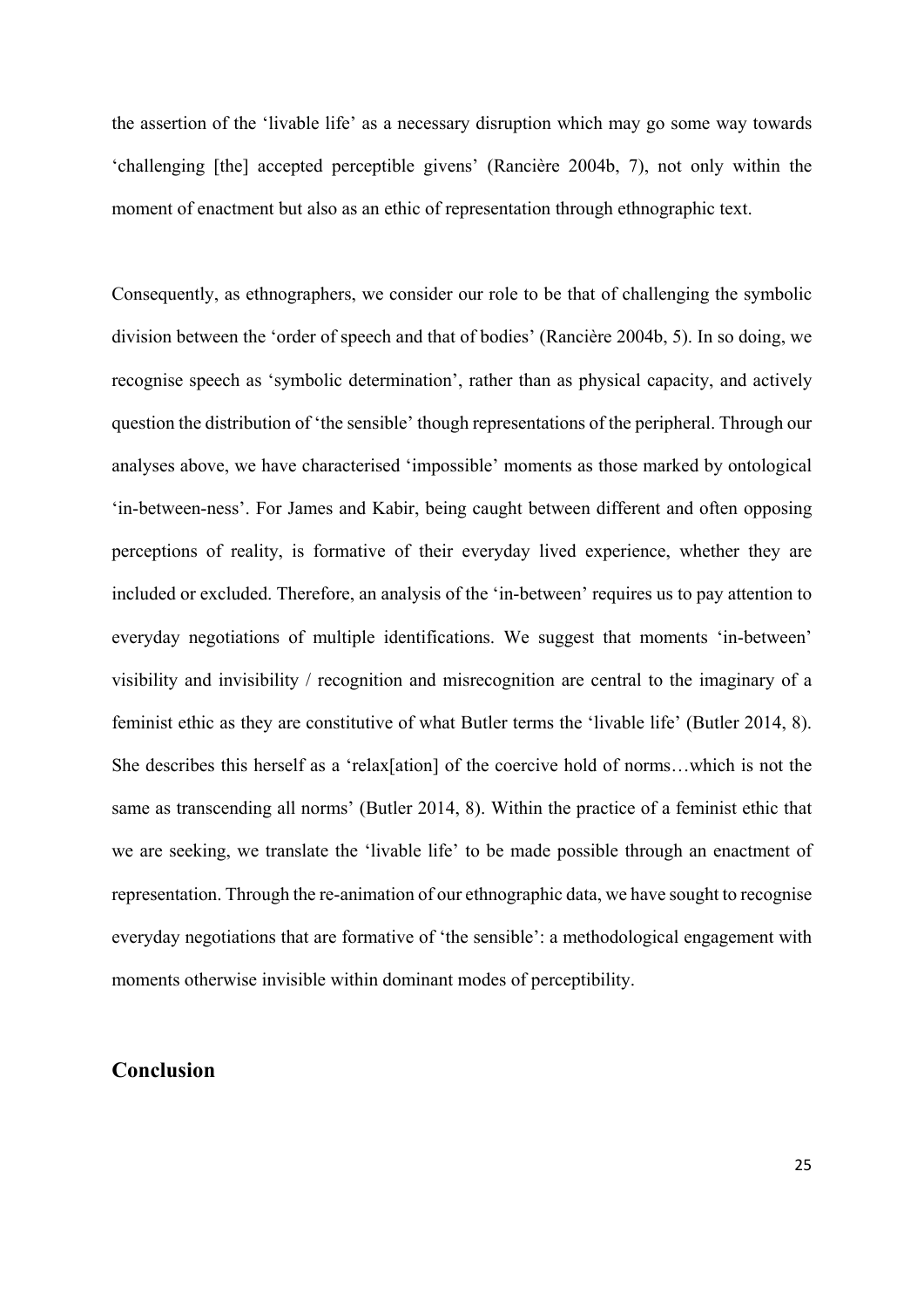the assertion of the 'livable life' as a necessary disruption which may go some way towards 'challenging [the] accepted perceptible givens' (Rancière 2004b, 7), not only within the moment of enactment but also as an ethic of representation through ethnographic text.

Consequently, as ethnographers, we consider our role to be that of challenging the symbolic division between the 'order of speech and that of bodies' (Rancière 2004b, 5). In so doing, we recognise speech as 'symbolic determination', rather than as physical capacity, and actively question the distribution of 'the sensible' though representations of the peripheral. Through our analyses above, we have characterised 'impossible' moments as those marked by ontological 'in-between-ness'. For James and Kabir, being caught between different and often opposing perceptions of reality, is formative of their everyday lived experience, whether they are included or excluded. Therefore, an analysis of the 'in-between' requires us to pay attention to everyday negotiations of multiple identifications. We suggest that moments 'in-between' visibility and invisibility / recognition and misrecognition are central to the imaginary of a feminist ethic as they are constitutive of what Butler terms the 'livable life' (Butler 2014, 8). She describes this herself as a 'relax[ation] of the coercive hold of norms…which is not the same as transcending all norms' (Butler 2014, 8). Within the practice of a feminist ethic that we are seeking, we translate the 'livable life' to be made possible through an enactment of representation. Through the re-animation of our ethnographic data, we have sought to recognise everyday negotiations that are formative of 'the sensible': a methodological engagement with moments otherwise invisible within dominant modes of perceptibility.

## Conclusion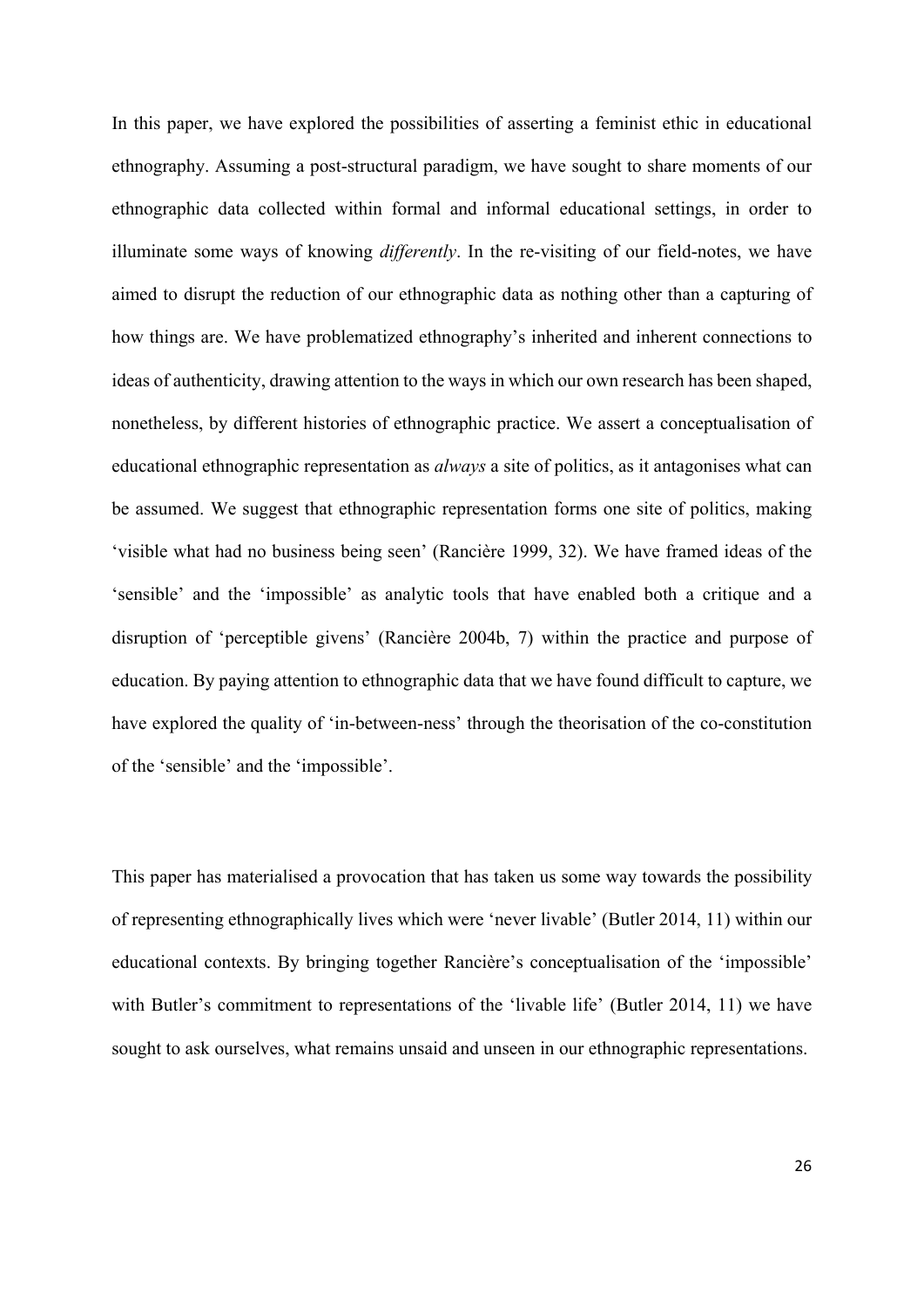In this paper, we have explored the possibilities of asserting a feminist ethic in educational ethnography. Assuming a post-structural paradigm, we have sought to share moments of our ethnographic data collected within formal and informal educational settings, in order to illuminate some ways of knowing *differently*. In the re-visiting of our field-notes, we have aimed to disrupt the reduction of our ethnographic data as nothing other than a capturing of how things are. We have problematized ethnography's inherited and inherent connections to ideas of authenticity, drawing attention to the ways in which our own research has been shaped, nonetheless, by different histories of ethnographic practice. We assert a conceptualisation of educational ethnographic representation as *always* a site of politics, as it antagonises what can be assumed. We suggest that ethnographic representation forms one site of politics, making 'visible what had no business being seen' (Rancière 1999, 32). We have framed ideas of the 'sensible' and the 'impossible' as analytic tools that have enabled both a critique and a disruption of 'perceptible givens' (Rancière 2004b, 7) within the practice and purpose of education. By paying attention to ethnographic data that we have found difficult to capture, we have explored the quality of 'in-between-ness' through the theorisation of the co-constitution of the 'sensible' and the 'impossible'.

This paper has materialised a provocation that has taken us some way towards the possibility of representing ethnographically lives which were 'never livable' (Butler 2014, 11) within our educational contexts. By bringing together Rancière's conceptualisation of the 'impossible' with Butler's commitment to representations of the 'livable life' (Butler 2014, 11) we have sought to ask ourselves, what remains unsaid and unseen in our ethnographic representations.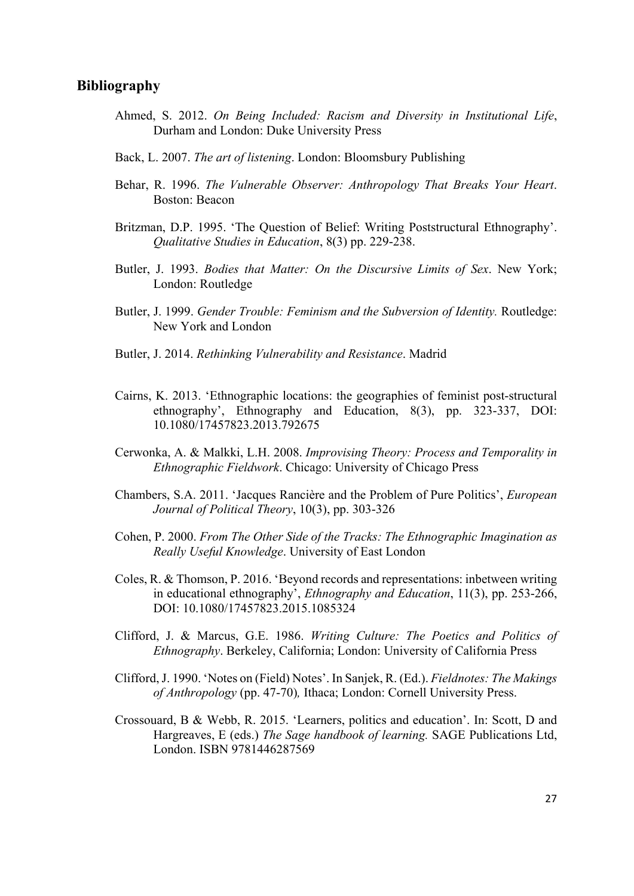## Bibliography

Ahmed, S. 2012. *On Being Included: Racism and Diversity in Institutional Life*, Durham and London: Duke University Press

Back, L. 2007. *The art of listening*. London: Bloomsbury Publishing

Behar, R. 1996. *The Vulnerable Observer: Anthropology That Breaks Your Heart*. Boston: Beacon

Britzman, D.P. 1995. 'The Question of Belief: Writing Poststructural Ethnography'. *Qualitative Studies in Education*, 8(3) pp. 229-238.

Butler, J. 1993. *Bodies that Matter: On the Discursive Limits of Sex*. New York; London: Routledge

Butler, J. 1999. *Gender Trouble: Feminism and the Subversion of Identity.* Routledge: New York and London

Butler, J. 2014. *Rethinking Vulnerability and Resistance*. Madrid

Cairns, K. 2013. 'Ethnographic locations: the geographies of feminist post-structural ethnography', Ethnography and Education, 8(3), pp. 323-337, DOI: 10.1080/17457823.2013.792675

Cerwonka, A. & Malkki, L.H. 2008. *Improvising Theory: Process and Temporality in Ethnographic Fieldwork*. Chicago: University of Chicago Press

Chambers, S.A. 2011. 'Jacques Rancière and the Problem of Pure Politics', *European Journal of Political Theory*, 10(3), pp. 303-326

Cohen, P. 2000. *From The Other Side of the Tracks: The Ethnographic Imagination as Really Useful Knowledge*. University of East London

Coles, R. & Thomson, P. 2016. 'Beyond records and representations: inbetween writing in educational ethnography', *Ethnography and Education*, 11(3), pp. 253-266, DOI: 10.1080/17457823.2015.1085324

Clifford, J. & Marcus, G.E. 1986. *Writing Culture: The Poetics and Politics of Ethnography*. Berkeley, California; London: University of California Press

Clifford, J. 1990. 'Notes on (Field) Notes'. In Sanjek, R. (Ed.). *Fieldnotes: The Makings of Anthropology* (pp. 47-70)*,* Ithaca; London: Cornell University Press.

Crossouard, B & Webb, R. 2015. 'Learners, politics and education'. In: Scott, D and Hargreaves, E (eds.) *The Sage handbook of learning.* SAGE Publications Ltd, London. ISBN 9781446287569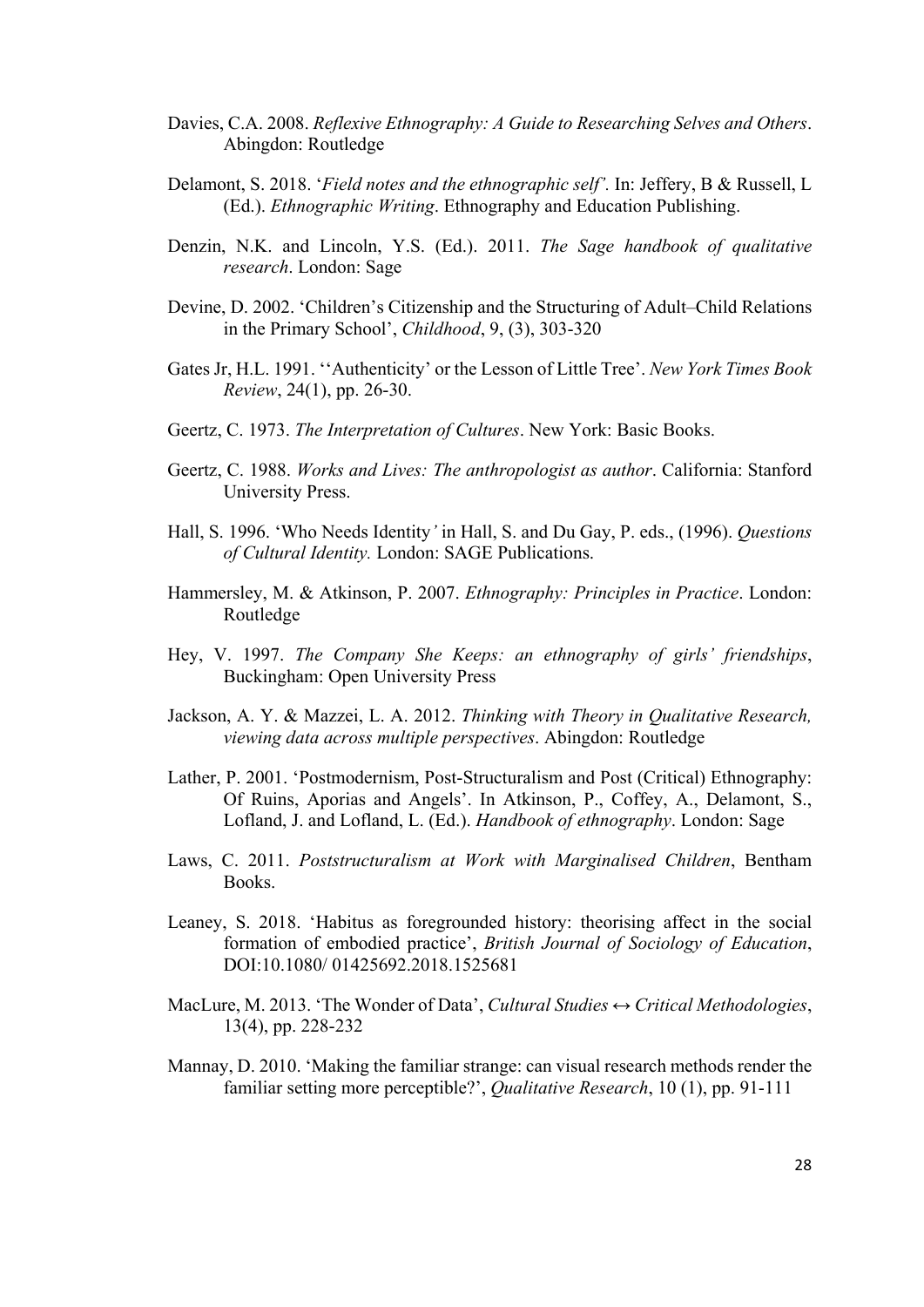Davies, C.A. 2008. *Reflexive Ethnography: A Guide to Researching Selves and Others*. Abingdon: Routledge

Delamont, S. 2018. '*Field notes and the ethnographic self'.* In: Jeffery, B & Russell, L (Ed.). *Ethnographic Writing*. Ethnography and Education Publishing.

Denzin, N.K. and Lincoln, Y.S. (Ed.). 2011. *The Sage handbook of qualitative research*. London: Sage

Devine, D. 2002. 'Children's Citizenship and the Structuring of Adult–Child Relations in the Primary School', *Childhood*, 9, (3), 303-320

Gates Jr, H.L. 1991. ''Authenticity' or the Lesson of Little Tree'. *New York Times Book Review*, 24(1), pp. 26-30.

Geertz, C. 1973. *The Interpretation of Cultures*. New York: Basic Books.

Geertz, C. 1988. *Works and Lives: The anthropologist as author*. California: Stanford University Press.

Hall, S. 1996. 'Who Needs Identity*'* in Hall, S. and Du Gay, P. eds., (1996). *Questions of Cultural Identity.* London: SAGE Publications.

Hammersley, M. & Atkinson, P. 2007. *Ethnography: Principles in Practice*. London: Routledge

Hey, V. 1997. *The Company She Keeps: an ethnography of girls' friendships*, Buckingham: Open University Press

Jackson, A. Y. & Mazzei, L. A. 2012. *Thinking with Theory in Qualitative Research, viewing data across multiple perspectives*. Abingdon: Routledge

Lather, P. 2001. 'Postmodernism, Post-Structuralism and Post (Critical) Ethnography: Of Ruins, Aporias and Angels'. In Atkinson, P., Coffey, A., Delamont, S., Lofland, J. and Lofland, L. (Ed.). *Handbook of ethnography*. London: Sage

Laws, C. 2011. *Poststructuralism at Work with Marginalised Children*, Bentham Books.

Leaney, S. 2018. 'Habitus as foregrounded history: theorising affect in the social formation of embodied practice', *British Journal of Sociology of Education*, DOI:10.1080/ 01425692.2018.1525681

MacLure, M. 2013. 'The Wonder of Data', *Cultural Studies ↔ Critical Methodologies*, 13(4), pp. 228-232

Mannay, D. 2010. 'Making the familiar strange: can visual research methods render the familiar setting more perceptible?', *Qualitative Research*, 10 (1), pp. 91-111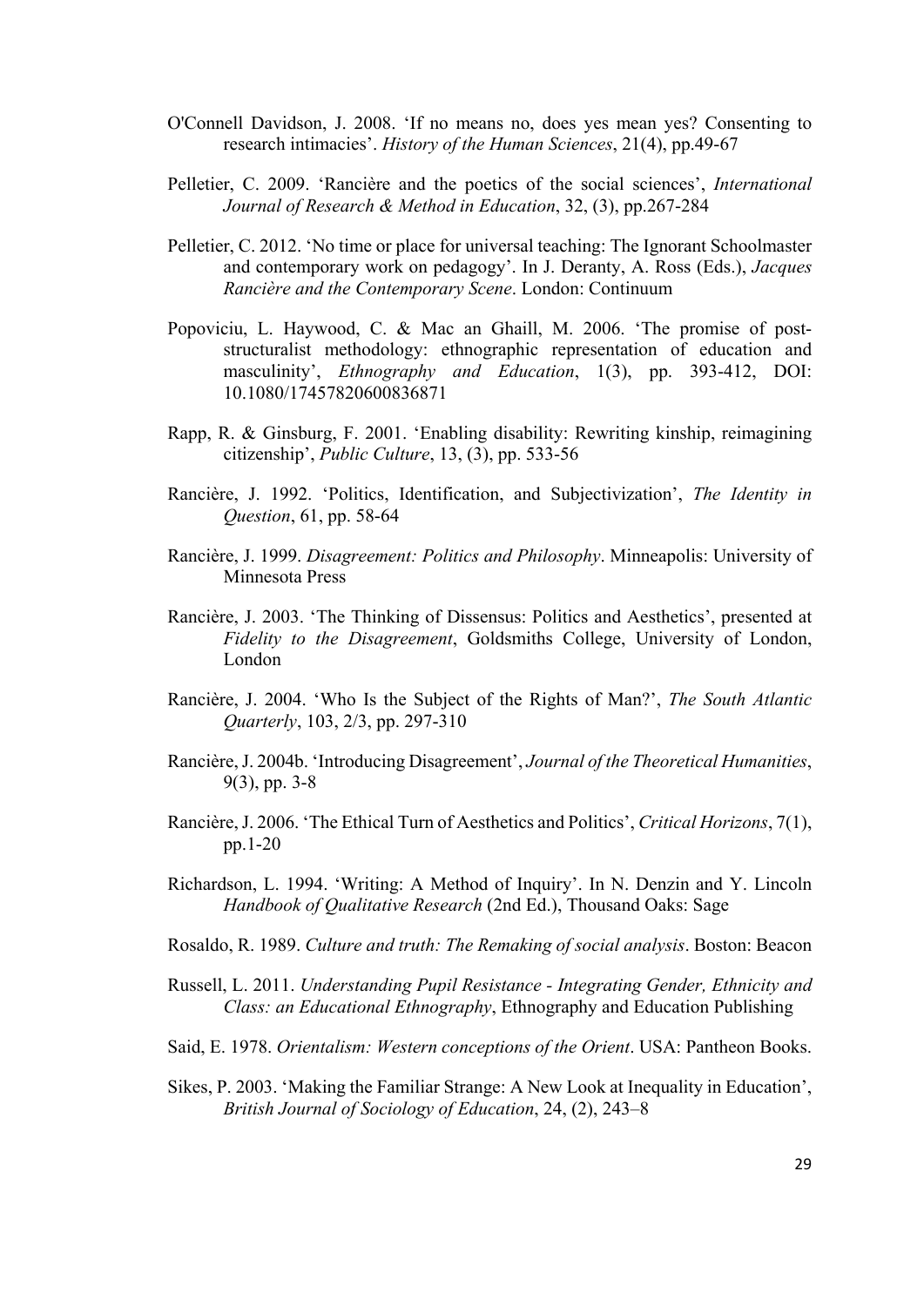O'Connell Davidson, J. 2008. 'If no means no, does yes mean yes? Consenting to research intimacies'. *History of the Human Sciences*, 21(4), pp.49-67

Pelletier, C. 2009. 'Rancière and the poetics of the social sciences', *International Journal of Research & Method in Education*, 32, (3), pp.267-284

Pelletier, C. 2012. 'No time or place for universal teaching: The Ignorant Schoolmaster and contemporary work on pedagogy'. In J. Deranty, A. Ross (Eds.), *Jacques Rancière and the Contemporary Scene*. London: Continuum

Popoviciu, L. Haywood, C. & Mac an Ghaill, M. 2006. 'The promise of post-structuralist methodology: ethnographic representation of education and masculinity', *Ethnography and Education*, 1(3), pp. 393-412, DOI: 10.1080/17457820600836871

Rapp, R. & Ginsburg, F. 2001. 'Enabling disability: Rewriting kinship, reimagining citizenship', *Public Culture*, 13, (3), pp. 533-56

Rancière, J. 1992. 'Politics, Identification, and Subjectivization', *The Identity in Question*, 61, pp. 58-64

Rancière, J. 1999. *Disagreement: Politics and Philosophy*. Minneapolis: University of Minnesota Press

Rancière, J. 2003. 'The Thinking of Dissensus: Politics and Aesthetics', presented at *Fidelity to the Disagreement*, Goldsmiths College, University of London, London

Rancière, J. 2004. 'Who Is the Subject of the Rights of Man?', *The South Atlantic Quarterly*, 103, 2/3, pp. 297-310

Rancière, J. 2004b. 'Introducing Disagreement', *Journal of the Theoretical Humanities*, 9(3), pp. 3-8

Rancière, J. 2006. 'The Ethical Turn of Aesthetics and Politics', *Critical Horizons*, 7(1), pp.1-20

Richardson, L. 1994. 'Writing: A Method of Inquiry'. In N. Denzin and Y. Lincoln *Handbook of Qualitative Research* (2nd Ed.), Thousand Oaks: Sage

Rosaldo, R. 1989. *Culture and truth: The Remaking of social analysis*. Boston: Beacon

Russell, L. 2011. *Understanding Pupil Resistance - Integrating Gender, Ethnicity and Class: an Educational Ethnography*, Ethnography and Education Publishing

Said, E. 1978. *Orientalism: Western conceptions of the Orient*. USA: Pantheon Books.

Sikes, P. 2003. 'Making the Familiar Strange: A New Look at Inequality in Education', *British Journal of Sociology of Education*, 24, (2), 243–8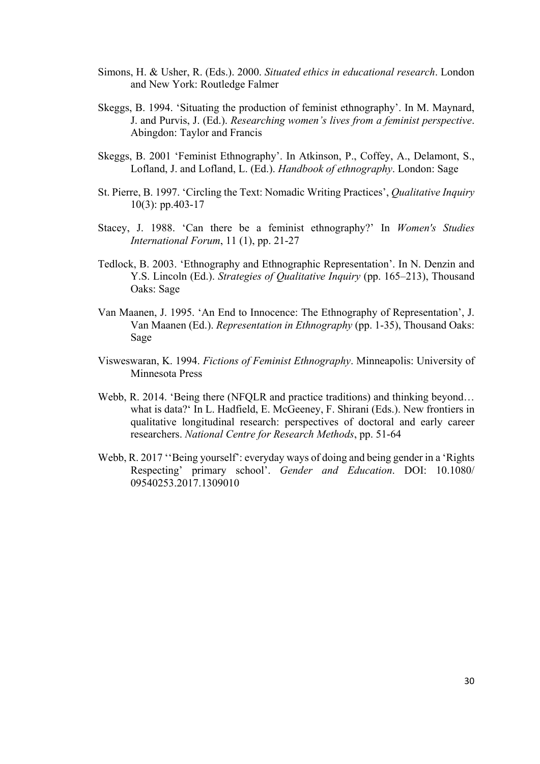Simons, H. & Usher, R. (Eds.). 2000. *Situated ethics in educational research*. London and New York: Routledge Falmer

Skeggs, B. 1994. 'Situating the production of feminist ethnography'. In M. Maynard, J. and Purvis, J. (Ed.). *Researching women's lives from a feminist perspective*. Abingdon: Taylor and Francis

Skeggs, B. 2001 'Feminist Ethnography'. In Atkinson, P., Coffey, A., Delamont, S., Lofland, J. and Lofland, L. (Ed.). *Handbook of ethnography*. London: Sage

St. Pierre, B. 1997. 'Circling the Text: Nomadic Writing Practices', *Qualitative Inquiry* 10(3): pp.403-17

Stacey, J. 1988. 'Can there be a feminist ethnography?' In *Women's Studies International Forum*, 11 (1), pp. 21-27

Tedlock, B. 2003. 'Ethnography and Ethnographic Representation'. In N. Denzin and Y.S. Lincoln (Ed.). *Strategies of Qualitative Inquiry* (pp. 165–213), Thousand Oaks: Sage

Van Maanen, J. 1995. 'An End to Innocence: The Ethnography of Representation', J. Van Maanen (Ed.). *Representation in Ethnography* (pp. 1-35), Thousand Oaks: Sage

Visweswaran, K. 1994. *Fictions of Feminist Ethnography*. Minneapolis: University of Minnesota Press

Webb, R. 2014. 'Being there (NFQLR and practice traditions) and thinking beyond… what is data?' In L. Hadfield, E. McGeeney, F. Shirani (Eds.). New frontiers in qualitative longitudinal research: perspectives of doctoral and early career researchers. *National Centre for Research Methods*, pp. 51-64

Webb, R. 2017 ''Being yourself': everyday ways of doing and being gender in a 'Rights Respecting' primary school'. *Gender and Education*. DOI: 10.1080/ 09540253.2017.1309010